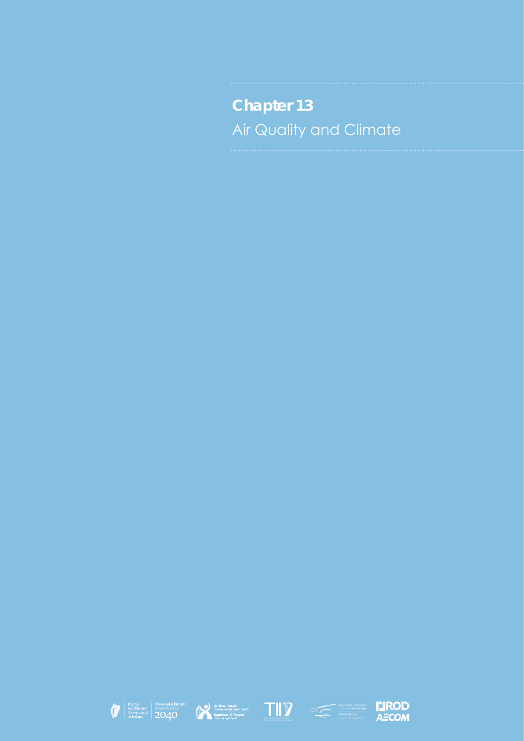# Chapter 13

## Air Quality and Climate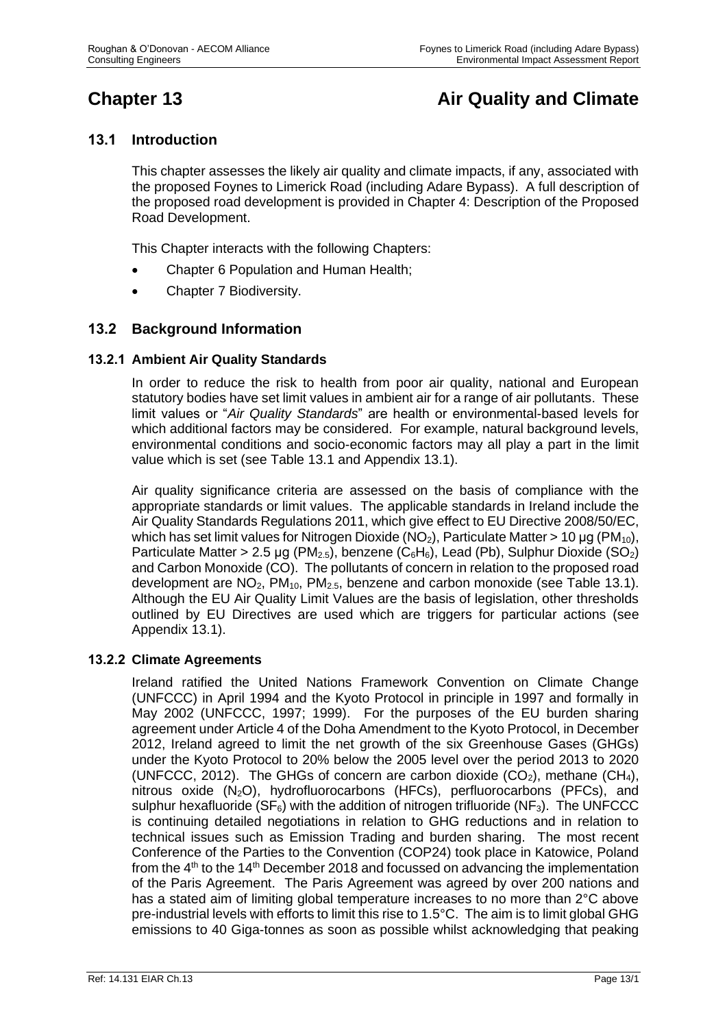# Chapter 13 Air Quality and Climate

## 13.1 Introduction

This chapter assesses the likely air quality and climate impacts, if any, associated with the proposed Foynes to Limerick Road (including Adare Bypass). A full description of the proposed road development is provided in Chapter 4: Description of the Proposed Road Development.

This Chapter interacts with the following Chapters:

- Chapter 6 Population and Human Health;
- Chapter 7 Biodiversity.

## 13.2 Background Information

### 13.2.1 Ambient Air Quality Standards

In order to reduce the risk to health from poor air quality, national and European statutory bodies have set limit values in ambient air for a range of air pollutants. These limit values or "*Air Quality Standards*" are health or environmental-based levels for which additional factors may be considered. For example, natural background levels, environmental conditions and socio-economic factors may all play a part in the limit value which is set (see Table 13.1 and Appendix 13.1).

Air quality significance criteria are assessed on the basis of compliance with the appropriate standards or limit values. The applicable standards in Ireland include the Air Quality Standards Regulations 2011, which give effect to EU Directive 2008/50/EC, which has set limit values for Nitrogen Dioxide ($NO_2$), Particulate Matter > 10 µg ($PM_{10}$), Particulate Matter > 2.5 µg ($PM_{2.5}$), benzene ($C_6H_6$), Lead (Pb), Sulphur Dioxide ($SO_2$) and Carbon Monoxide (CO). The pollutants of concern in relation to the proposed road development are $NO_2$, $PM_{10}$, $PM_{2.5}$, benzene and carbon monoxide (see Table 13.1). Although the EU Air Quality Limit Values are the basis of legislation, other thresholds outlined by EU Directives are used which are triggers for particular actions (see Appendix 13.1).

### 13.2.2 Climate Agreements

Ireland ratified the United Nations Framework Convention on Climate Change (UNFCCC) in April 1994 and the Kyoto Protocol in principle in 1997 and formally in May 2002 (UNFCCC, 1997; 1999). For the purposes of the EU burden sharing agreement under Article 4 of the Doha Amendment to the Kyoto Protocol, in December 2012, Ireland agreed to limit the net growth of the six Greenhouse Gases (GHGs) under the Kyoto Protocol to 20% below the 2005 level over the period 2013 to 2020 (UNFCCC, 2012). The GHGs of concern are carbon dioxide ($CO_2$), methane ($CH_4$), nitrous oxide ($N_2O$), hydrofluorocarbons (HFCs), perfluorocarbons (PFCs), and sulphur hexafluoride ($SF_6$) with the addition of nitrogen trifluoride ($NF_3$). The UNFCCC is continuing detailed negotiations in relation to GHG reductions and in relation to technical issues such as Emission Trading and burden sharing. The most recent Conference of the Parties to the Convention (COP24) took place in Katowice, Poland from the 4th to the 14th December 2018 and focussed on advancing the implementation of the Paris Agreement. The Paris Agreement was agreed by over 200 nations and has a stated aim of limiting global temperature increases to no more than 2°C above pre-industrial levels with efforts to limit this rise to 1.5°C. The aim is to limit global GHG emissions to 40 Giga-tonnes as soon as possible whilst acknowledging that peaking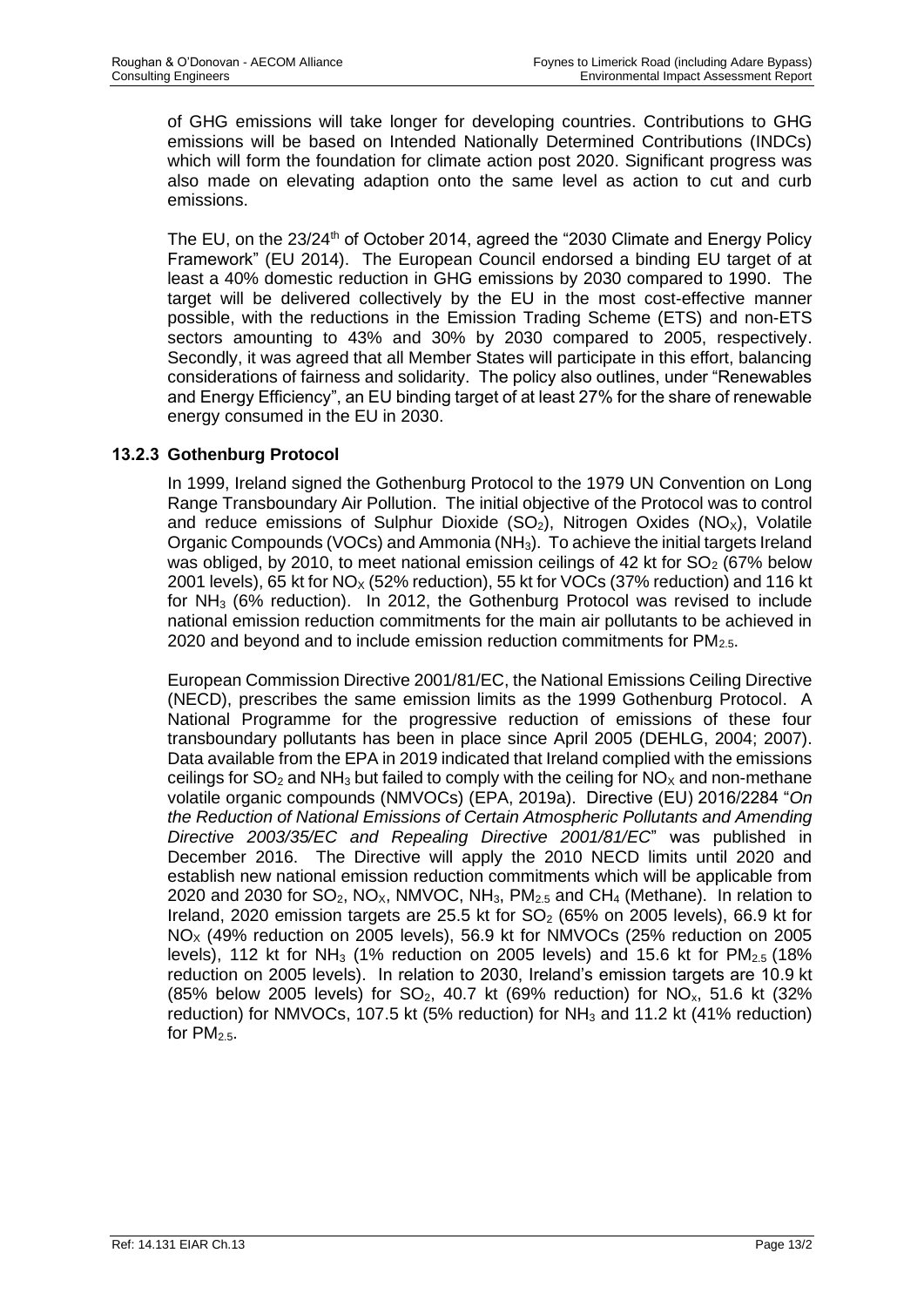of GHG emissions will take longer for developing countries. Contributions to GHG emissions will be based on Intended Nationally Determined Contributions (INDCs) which will form the foundation for climate action post 2020. Significant progress was also made on elevating adaption onto the same level as action to cut and curb emissions.

The EU, on the 23/24th of October 2014, agreed the "2030 Climate and Energy Policy Framework" (EU 2014). The European Council endorsed a binding EU target of at least a 40% domestic reduction in GHG emissions by 2030 compared to 1990. The target will be delivered collectively by the EU in the most cost-effective manner possible, with the reductions in the Emission Trading Scheme (ETS) and non-ETS sectors amounting to 43% and 30% by 2030 compared to 2005, respectively. Secondly, it was agreed that all Member States will participate in this effort, balancing considerations of fairness and solidarity. The policy also outlines, under "Renewables and Energy Efficiency", an EU binding target of at least 27% for the share of renewable energy consumed in the EU in 2030.

### 13.2.3 Gothenburg Protocol

In 1999, Ireland signed the Gothenburg Protocol to the 1979 UN Convention on Long Range Transboundary Air Pollution. The initial objective of the Protocol was to control and reduce emissions of Sulphur Dioxide ($SO_2$), Nitrogen Oxides ($NO_X$), Volatile Organic Compounds (VOCs) and Ammonia ($NH_3$). To achieve the initial targets Ireland was obliged, by 2010, to meet national emission ceilings of 42 kt for $SO_2$ (67% below 2001 levels), 65 kt for $NO_X$ (52% reduction), 55 kt for VOCs (37% reduction) and 116 kt for $NH_3$ (6% reduction). In 2012, the Gothenburg Protocol was revised to include national emission reduction commitments for the main air pollutants to be achieved in 2020 and beyond and to include emission reduction commitments for $PM_{2.5}$.

European Commission Directive 2001/81/EC, the National Emissions Ceiling Directive (NECD), prescribes the same emission limits as the 1999 Gothenburg Protocol. A National Programme for the progressive reduction of emissions of these four transboundary pollutants has been in place since April 2005 (DEHLG, 2004; 2007). Data available from the EPA in 2019 indicated that Ireland complied with the emissions ceilings for $SO_2$ and $NH_3$ but failed to comply with the ceiling for $NO_X$ and non-methane volatile organic compounds (NMVOCs) (EPA, 2019a). Directive (EU) 2016/2284 "*On the Reduction of National Emissions of Certain Atmospheric Pollutants and Amending Directive 2003/35/EC and Repealing Directive 2001/81/EC*" was published in December 2016. The Directive will apply the 2010 NECD limits until 2020 and establish new national emission reduction commitments which will be applicable from 2020 and 2030 for $SO_2$, $NO_X$, NMVOC, $NH_3$, $PM_{2.5}$ and $CH_4$ (Methane). In relation to Ireland, 2020 emission targets are 25.5 kt for $SO_2$ (65% on 2005 levels), 66.9 kt for $NO_X$ (49% reduction on 2005 levels), 56.9 kt for NMVOCs (25% reduction on 2005 levels), 112 kt for $NH_3$ (1% reduction on 2005 levels) and 15.6 kt for $PM_{2.5}$ (18% reduction on 2005 levels). In relation to 2030, Ireland's emission targets are 10.9 kt (85% below 2005 levels) for $SO_2$, 40.7 kt (69% reduction) for $NO_x$, 51.6 kt (32% reduction) for NMVOCs, 107.5 kt (5% reduction) for $NH_3$ and 11.2 kt (41% reduction) for $PM_{2.5}$.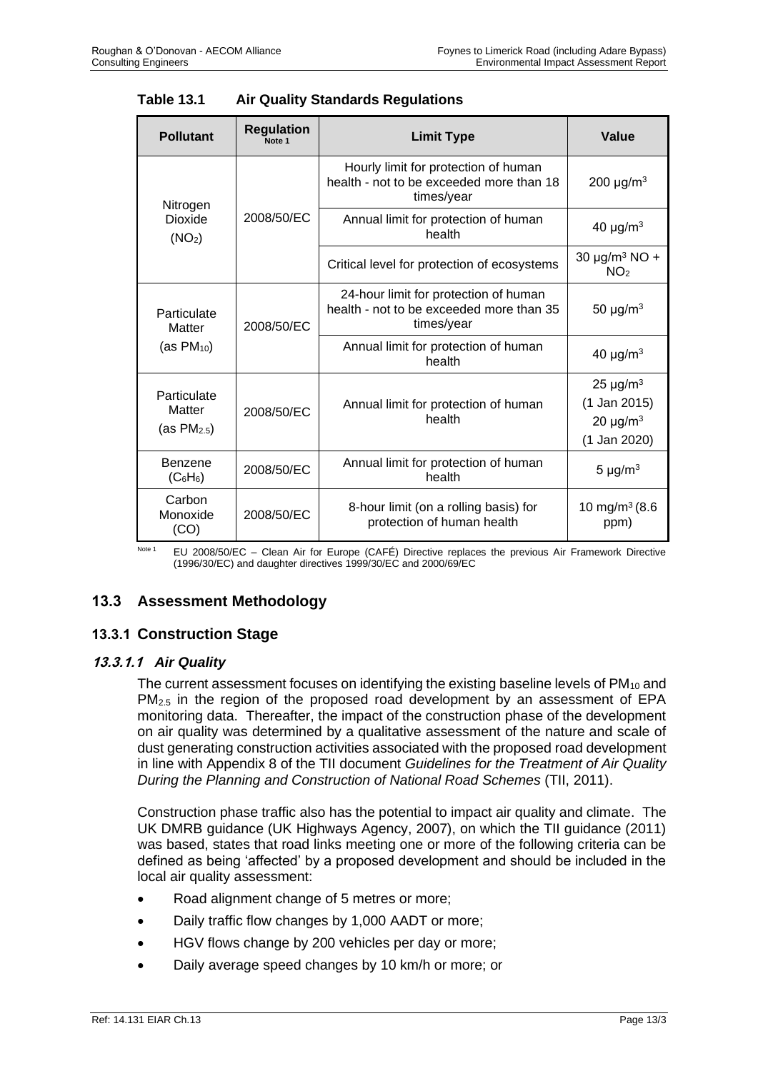**Table 13.1 Air Quality Standards Regulations**

| Pollutant | Regulation Note 1 | Limit Type | Value |
|---|---|---|---|
| Nitrogen Dioxide ($NO_2$) | 2008/50/EC | Hourly limit for protection of human health - not to be exceeded more than 18 times/year | 200 µg/m$^3$ |
| | | Annual limit for protection of human health | 40 µg/m$^3$ |
| | | Critical level for protection of ecosystems | 30 µg/m$^3$ NO + $NO_2$ |
| Particulate Matter (as $PM_{10}$) | 2008/50/EC | 24-hour limit for protection of human health - not to be exceeded more than 35 times/year | 50 µg/m$^3$ |
| | | Annual limit for protection of human health | 40 µg/m$^3$ |
| Particulate Matter (as $PM_{2.5}$) | 2008/50/EC | Annual limit for protection of human health | 25 µg/m$^3$ (1 Jan 2015) 20 µg/m$^3$ (1 Jan 2020) |
| Benzene ($C_6H_6$) | 2008/50/EC | Annual limit for protection of human health | 5 µg/m$^3$ |
| Carbon Monoxide (CO) | 2008/50/EC | 8-hour limit (on a rolling basis) for protection of human health | 10 mg/m$^3$ (8.6 ppm) |

Note 1 EU 2008/50/EC – Clean Air for Europe (CAFÉ) Directive replaces the previous Air Framework Directive (1996/30/EC) and daughter directives 1999/30/EC and 2000/69/EC

## 13.3 Assessment Methodology

### 13.3.1 Construction Stage

#### *13.3.1.1 Air Quality*

The current assessment focuses on identifying the existing baseline levels of $PM_{10}$ and $PM_{2.5}$ in the region of the proposed road development by an assessment of EPA monitoring data. Thereafter, the impact of the construction phase of the development on air quality was determined by a qualitative assessment of the nature and scale of dust generating construction activities associated with the proposed road development in line with Appendix 8 of the TII document *Guidelines for the Treatment of Air Quality During the Planning and Construction of National Road Schemes* (TII, 2011).

Construction phase traffic also has the potential to impact air quality and climate. The UK DMRB guidance (UK Highways Agency, 2007), on which the TII guidance (2011) was based, states that road links meeting one or more of the following criteria can be defined as being 'affected' by a proposed development and should be included in the local air quality assessment:

- Road alignment change of 5 metres or more;
- Daily traffic flow changes by 1,000 AADT or more;
- HGV flows change by 200 vehicles per day or more;
- Daily average speed changes by 10 km/h or more; or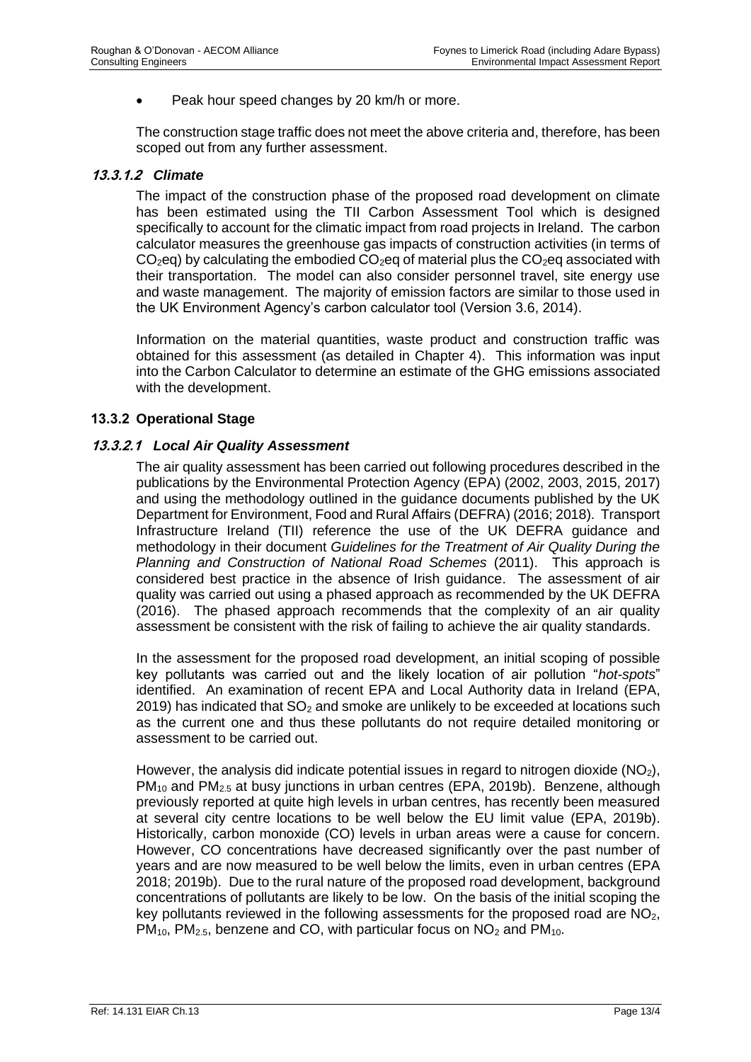- Peak hour speed changes by 20 km/h or more.

The construction stage traffic does not meet the above criteria and, therefore, has been scoped out from any further assessment.

#### *13.3.1.2 Climate*

The impact of the construction phase of the proposed road development on climate has been estimated using the TII Carbon Assessment Tool which is designed specifically to account for the climatic impact from road projects in Ireland. The carbon calculator measures the greenhouse gas impacts of construction activities (in terms of $CO_2$eq) by calculating the embodied $CO_2$eq of material plus the $CO_2$eq associated with their transportation. The model can also consider personnel travel, site energy use and waste management. The majority of emission factors are similar to those used in the UK Environment Agency's carbon calculator tool (Version 3.6, 2014).

Information on the material quantities, waste product and construction traffic was obtained for this assessment (as detailed in Chapter 4). This information was input into the Carbon Calculator to determine an estimate of the GHG emissions associated with the development.

### 13.3.2 Operational Stage

#### *13.3.2.1 Local Air Quality Assessment*

The air quality assessment has been carried out following procedures described in the publications by the Environmental Protection Agency (EPA) (2002, 2003, 2015, 2017) and using the methodology outlined in the guidance documents published by the UK Department for Environment, Food and Rural Affairs (DEFRA) (2016; 2018). Transport Infrastructure Ireland (TII) reference the use of the UK DEFRA guidance and methodology in their document *Guidelines for the Treatment of Air Quality During the Planning and Construction of National Road Schemes* (2011). This approach is considered best practice in the absence of Irish guidance. The assessment of air quality was carried out using a phased approach as recommended by the UK DEFRA (2016). The phased approach recommends that the complexity of an air quality assessment be consistent with the risk of failing to achieve the air quality standards.

In the assessment for the proposed road development, an initial scoping of possible key pollutants was carried out and the likely location of air pollution "*hot-spots*" identified. An examination of recent EPA and Local Authority data in Ireland (EPA, 2019) has indicated that $SO_2$ and smoke are unlikely to be exceeded at locations such as the current one and thus these pollutants do not require detailed monitoring or assessment to be carried out.

However, the analysis did indicate potential issues in regard to nitrogen dioxide ($NO_2$), $PM_{10}$ and $PM_{2.5}$ at busy junctions in urban centres (EPA, 2019b). Benzene, although previously reported at quite high levels in urban centres, has recently been measured at several city centre locations to be well below the EU limit value (EPA, 2019b). Historically, carbon monoxide (CO) levels in urban areas were a cause for concern. However, CO concentrations have decreased significantly over the past number of years and are now measured to be well below the limits, even in urban centres (EPA 2018; 2019b). Due to the rural nature of the proposed road development, background concentrations of pollutants are likely to be low. On the basis of the initial scoping the key pollutants reviewed in the following assessments for the proposed road are $NO_2$, $PM_{10}$, $PM_{2.5}$, benzene and CO, with particular focus on $NO_2$ and $PM_{10}$.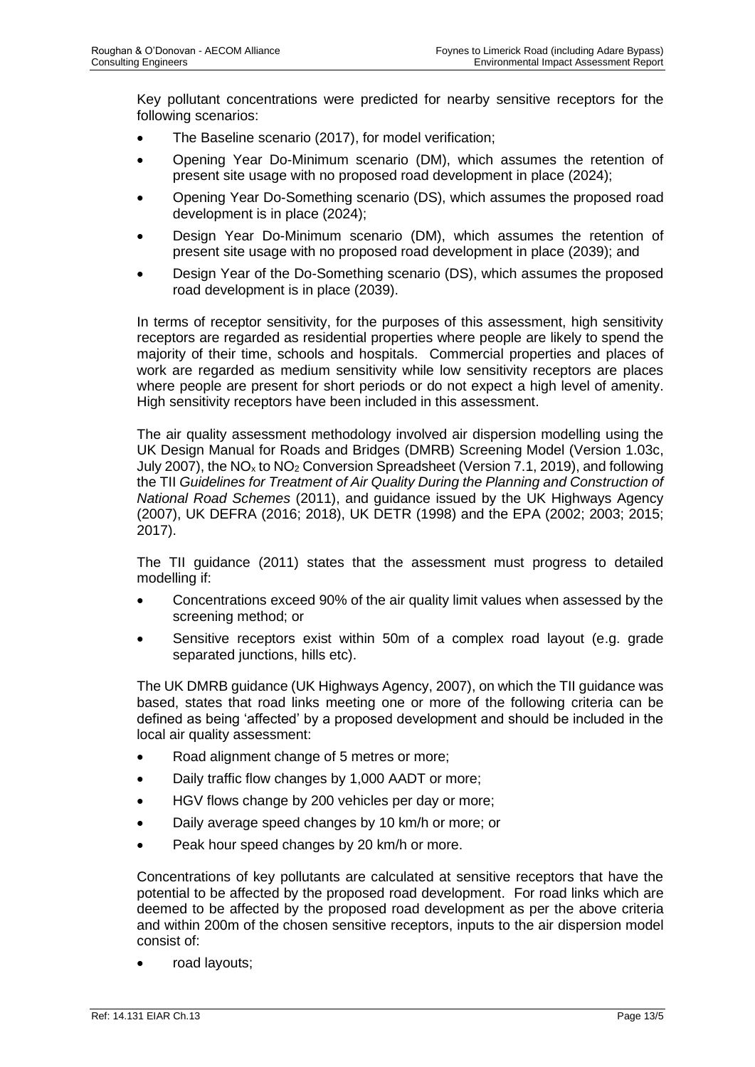Key pollutant concentrations were predicted for nearby sensitive receptors for the following scenarios:

- The Baseline scenario (2017), for model verification;
- Opening Year Do-Minimum scenario (DM), which assumes the retention of present site usage with no proposed road development in place (2024);
- Opening Year Do-Something scenario (DS), which assumes the proposed road development is in place (2024);
- Design Year Do-Minimum scenario (DM), which assumes the retention of present site usage with no proposed road development in place (2039); and
- Design Year of the Do-Something scenario (DS), which assumes the proposed road development is in place (2039).

In terms of receptor sensitivity, for the purposes of this assessment, high sensitivity receptors are regarded as residential properties where people are likely to spend the majority of their time, schools and hospitals. Commercial properties and places of work are regarded as medium sensitivity while low sensitivity receptors are places where people are present for short periods or do not expect a high level of amenity. High sensitivity receptors have been included in this assessment.

The air quality assessment methodology involved air dispersion modelling using the UK Design Manual for Roads and Bridges (DMRB) Screening Model (Version 1.03c, July 2007), the $NO_x$ to $NO_2$ Conversion Spreadsheet (Version 7.1, 2019), and following the TII *Guidelines for Treatment of Air Quality During the Planning and Construction of National Road Schemes* (2011), and guidance issued by the UK Highways Agency (2007), UK DEFRA (2016; 2018), UK DETR (1998) and the EPA (2002; 2003; 2015; 2017).

The TII guidance (2011) states that the assessment must progress to detailed modelling if:

- Concentrations exceed 90% of the air quality limit values when assessed by the screening method; or
- Sensitive receptors exist within 50m of a complex road layout (e.g. grade separated junctions, hills etc).

The UK DMRB guidance (UK Highways Agency, 2007), on which the TII guidance was based, states that road links meeting one or more of the following criteria can be defined as being 'affected' by a proposed development and should be included in the local air quality assessment:

- Road alignment change of 5 metres or more;
- Daily traffic flow changes by 1,000 AADT or more;
- HGV flows change by 200 vehicles per day or more;
- Daily average speed changes by 10 km/h or more; or
- Peak hour speed changes by 20 km/h or more.

Concentrations of key pollutants are calculated at sensitive receptors that have the potential to be affected by the proposed road development. For road links which are deemed to be affected by the proposed road development as per the above criteria and within 200m of the chosen sensitive receptors, inputs to the air dispersion model consist of:

- road layouts;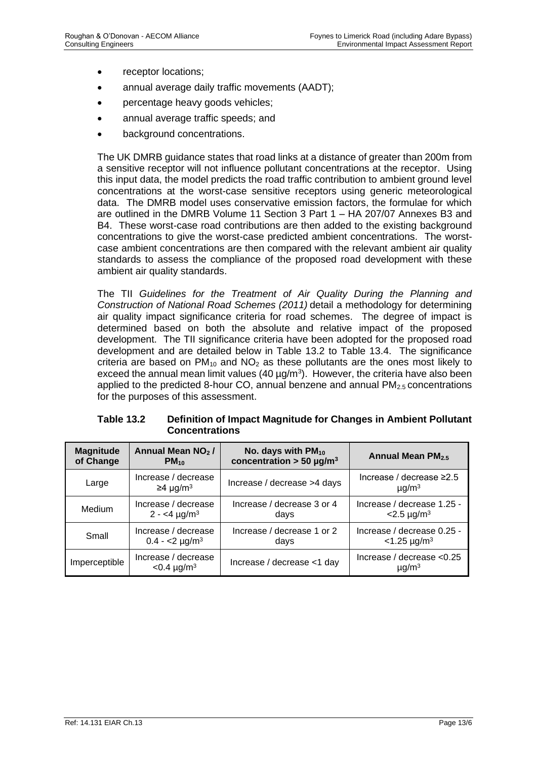- receptor locations;
- annual average daily traffic movements (AADT);
- percentage heavy goods vehicles;
- annual average traffic speeds; and
- background concentrations.

The UK DMRB guidance states that road links at a distance of greater than 200m from a sensitive receptor will not influence pollutant concentrations at the receptor. Using this input data, the model predicts the road traffic contribution to ambient ground level concentrations at the worst-case sensitive receptors using generic meteorological data. The DMRB model uses conservative emission factors, the formulae for which are outlined in the DMRB Volume 11 Section 3 Part 1 – HA 207/07 Annexes B3 and B4. These worst-case road contributions are then added to the existing background concentrations to give the worst-case predicted ambient concentrations. The worst-case ambient concentrations are then compared with the relevant ambient air quality standards to assess the compliance of the proposed road development with these ambient air quality standards.

The TII *Guidelines for the Treatment of Air Quality During the Planning and Construction of National Road Schemes (2011)* detail a methodology for determining air quality impact significance criteria for road schemes. The degree of impact is determined based on both the absolute and relative impact of the proposed development. The TII significance criteria have been adopted for the proposed road development and are detailed below in Table 13.2 to Table 13.4. The significance criteria are based on $PM_{10}$ and $NO_2$ as these pollutants are the ones most likely to exceed the annual mean limit values (40 µg/m$^3$). However, the criteria have also been applied to the predicted 8-hour CO, annual benzene and annual $PM_{2.5}$ concentrations for the purposes of this assessment.

**Table 13.2 Definition of Impact Magnitude for Changes in Ambient Pollutant Concentrations**

| Magnitude of Change | Annual Mean $NO_2$ / $PM_{10}$ | No. days with $PM_{10}$ concentration > 50 µg/m$^3$ | Annual Mean $PM_{2.5}$ |
|---|---|---|---|
| Large | Increase / decrease ≥4 µg/m$^3$ | Increase / decrease >4 days | Increase / decrease ≥2.5 µg/m$^3$ |
| Medium | Increase / decrease 2 - <4 µg/m$^3$ | Increase / decrease 3 or 4 days | Increase / decrease 1.25 - <2.5 µg/m$^3$ |
| Small | Increase / decrease 0.4 - <2 µg/m$^3$ | Increase / decrease 1 or 2 days | Increase / decrease 0.25 - <1.25 µg/m$^3$ |
| Imperceptible | Increase / decrease <0.4 µg/m$^3$ | Increase / decrease <1 day | Increase / decrease <0.25 µg/m$^3$ |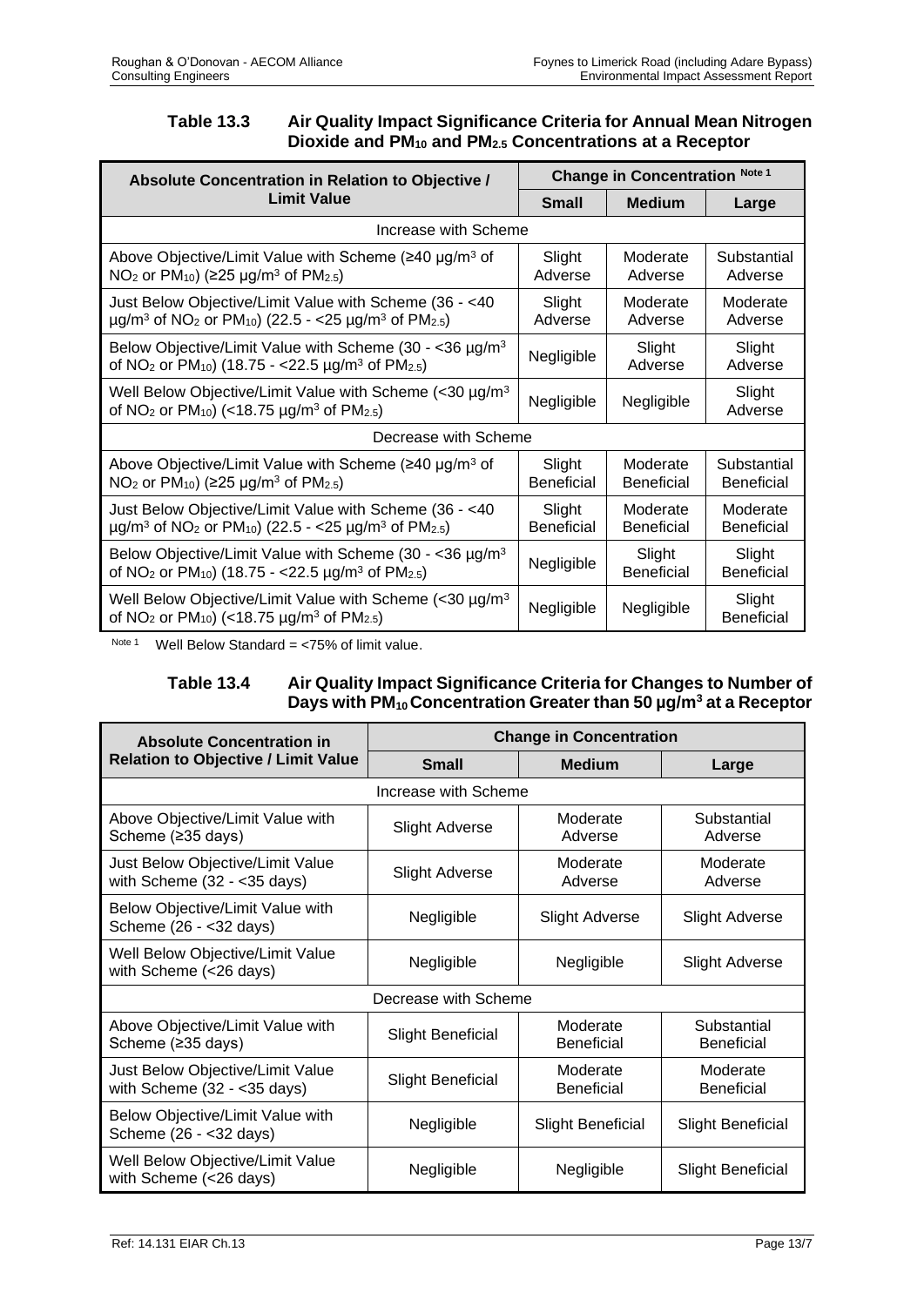**Table 13.3 Air Quality Impact Significance Criteria for Annual Mean Nitrogen Dioxide and $PM_{10}$ and $PM_{2.5}$ Concentrations at a Receptor**

| Absolute Concentration in Relation to Objective / Limit Value | Change in Concentration [Note 1] | | |
|---|---|---|---|
| | Small | Medium | Large |
| Increase with Scheme | | | |
| Above Objective/Limit Value with Scheme (≥40 µg/m³ of $NO_2$ or $PM_{10}$) (≥25 µg/m³ of $PM_{2.5}$) | Slight Adverse | Moderate Adverse | Substantial Adverse |
| Just Below Objective/Limit Value with Scheme (36 - <40 µg/m³ of $NO_2$ or $PM_{10}$) (22.5 - <25 µg/m³ of $PM_{2.5}$) | Slight Adverse | Moderate Adverse | Moderate Adverse |
| Below Objective/Limit Value with Scheme (30 - <36 µg/m³ of $NO_2$ or $PM_{10}$) (18.75 - <22.5 µg/m³ of $PM_{2.5}$) | Negligible | Slight Adverse | Slight Adverse |
| Well Below Objective/Limit Value with Scheme (<30 µg/m³ of $NO_2$ or $PM_{10}$) (<18.75 µg/m³ of $PM_{2.5}$) | Negligible | Negligible | Slight Adverse |
| Decrease with Scheme | | | |
| Above Objective/Limit Value with Scheme (≥40 µg/m³ of $NO_2$ or $PM_{10}$) (≥25 µg/m³ of $PM_{2.5}$) | Slight Beneficial | Moderate Beneficial | Substantial Beneficial |
| Just Below Objective/Limit Value with Scheme (36 - <40 µg/m³ of $NO_2$ or $PM_{10}$) (22.5 - <25 µg/m³ of $PM_{2.5}$) | Slight Beneficial | Moderate Beneficial | Moderate Beneficial |
| Below Objective/Limit Value with Scheme (30 - <36 µg/m³ of $NO_2$ or $PM_{10}$) (18.75 - <22.5 µg/m³ of $PM_{2.5}$) | Negligible | Slight Beneficial | Slight Beneficial |
| Well Below Objective/Limit Value with Scheme (<30 µg/m³ of $NO_2$ or $PM_{10}$) (<18.75 µg/m³ of $PM_{2.5}$) | Negligible | Negligible | Slight Beneficial |

[Note 1] Well Below Standard = <75% of limit value.

**Table 13.4 Air Quality Impact Significance Criteria for Changes to Number of Days with $PM_{10}$ Concentration Greater than 50 µg/m³ at a Receptor**

| Absolute Concentration in Relation to Objective / Limit Value | Change in Concentration | | |
|---|---|---|---|
| | Small | Medium | Large |
| Increase with Scheme | | | |
| Above Objective/Limit Value with Scheme (≥35 days) | Slight Adverse | Moderate Adverse | Substantial Adverse |
| Just Below Objective/Limit Value with Scheme (32 - <35 days) | Slight Adverse | Moderate Adverse | Moderate Adverse |
| Below Objective/Limit Value with Scheme (26 - <32 days) | Negligible | Slight Adverse | Slight Adverse |
| Well Below Objective/Limit Value with Scheme (<26 days) | Negligible | Negligible | Slight Adverse |
| Decrease with Scheme | | | |
| Above Objective/Limit Value with Scheme (≥35 days) | Slight Beneficial | Moderate Beneficial | Substantial Beneficial |
| Just Below Objective/Limit Value with Scheme (32 - <35 days) | Slight Beneficial | Moderate Beneficial | Moderate Beneficial |
| Below Objective/Limit Value with Scheme (26 - <32 days) | Negligible | Slight Beneficial | Slight Beneficial |
| Well Below Objective/Limit Value with Scheme (<26 days) | Negligible | Negligible | Slight Beneficial |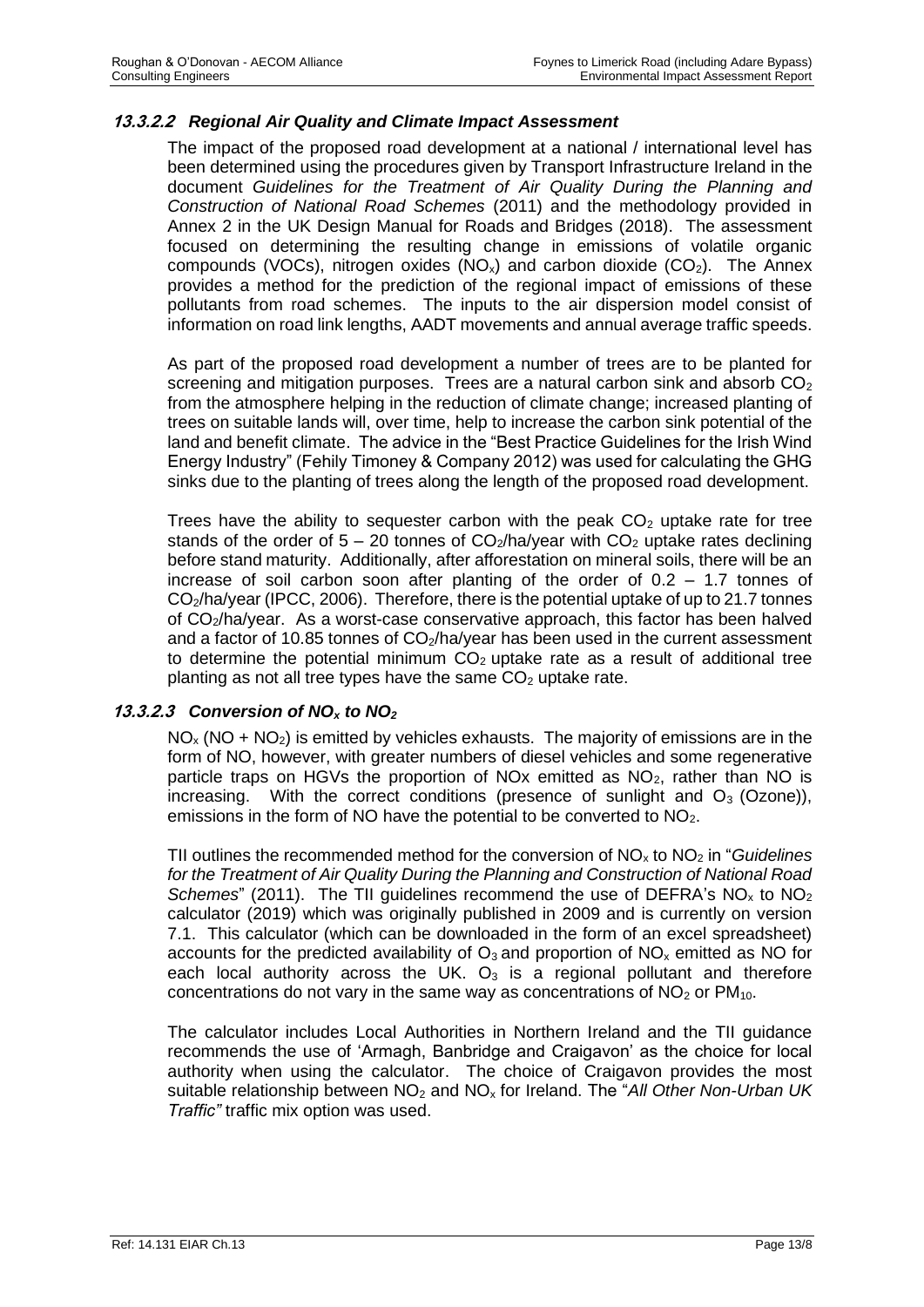#### *13.3.2.2 Regional Air Quality and Climate Impact Assessment*

The impact of the proposed road development at a national / international level has been determined using the procedures given by Transport Infrastructure Ireland in the document *Guidelines for the Treatment of Air Quality During the Planning and Construction of National Road Schemes* (2011) and the methodology provided in Annex 2 in the UK Design Manual for Roads and Bridges (2018). The assessment focused on determining the resulting change in emissions of volatile organic compounds (VOCs), nitrogen oxides ($NO_x$) and carbon dioxide ($CO_2$). The Annex provides a method for the prediction of the regional impact of emissions of these pollutants from road schemes. The inputs to the air dispersion model consist of information on road link lengths, AADT movements and annual average traffic speeds.

As part of the proposed road development a number of trees are to be planted for screening and mitigation purposes. Trees are a natural carbon sink and absorb $CO_2$ from the atmosphere helping in the reduction of climate change; increased planting of trees on suitable lands will, over time, help to increase the carbon sink potential of the land and benefit climate. The advice in the "Best Practice Guidelines for the Irish Wind Energy Industry" (Fehily Timoney & Company 2012) was used for calculating the GHG sinks due to the planting of trees along the length of the proposed road development.

Trees have the ability to sequester carbon with the peak $CO_2$ uptake rate for tree stands of the order of 5 – 20 tonnes of $CO_2$/ha/year with $CO_2$ uptake rates declining before stand maturity. Additionally, after afforestation on mineral soils, there will be an increase of soil carbon soon after planting of the order of 0.2 – 1.7 tonnes of $CO_2$/ha/year (IPCC, 2006). Therefore, there is the potential uptake of up to 21.7 tonnes of $CO_2$/ha/year. As a worst-case conservative approach, this factor has been halved and a factor of 10.85 tonnes of $CO_2$/ha/year has been used in the current assessment to determine the potential minimum $CO_2$ uptake rate as a result of additional tree planting as not all tree types have the same $CO_2$ uptake rate.

#### *13.3.2.3 Conversion of $NO_x$ to $NO_2$*

$NO_x$ ($NO + NO_2$) is emitted by vehicles exhausts. The majority of emissions are in the form of NO, however, with greater numbers of diesel vehicles and some regenerative particle traps on HGVs the proportion of NOx emitted as $NO_2$, rather than NO is increasing. With the correct conditions (presence of sunlight and $O_3$ (Ozone)), emissions in the form of NO have the potential to be converted to $NO_2$.

TII outlines the recommended method for the conversion of $NO_x$ to $NO_2$ in "*Guidelines for the Treatment of Air Quality During the Planning and Construction of National Road Schemes*" (2011). The TII guidelines recommend the use of DEFRA's $NO_x$ to $NO_2$ calculator (2019) which was originally published in 2009 and is currently on version 7.1. This calculator (which can be downloaded in the form of an excel spreadsheet) accounts for the predicted availability of $O_3$ and proportion of $NO_x$ emitted as NO for each local authority across the UK. $O_3$ is a regional pollutant and therefore concentrations do not vary in the same way as concentrations of $NO_2$ or $PM_{10}$.

The calculator includes Local Authorities in Northern Ireland and the TII guidance recommends the use of 'Armagh, Banbridge and Craigavon' as the choice for local authority when using the calculator. The choice of Craigavon provides the most suitable relationship between $NO_2$ and $NO_x$ for Ireland. The "*All Other Non-Urban UK Traffic"* traffic mix option was used.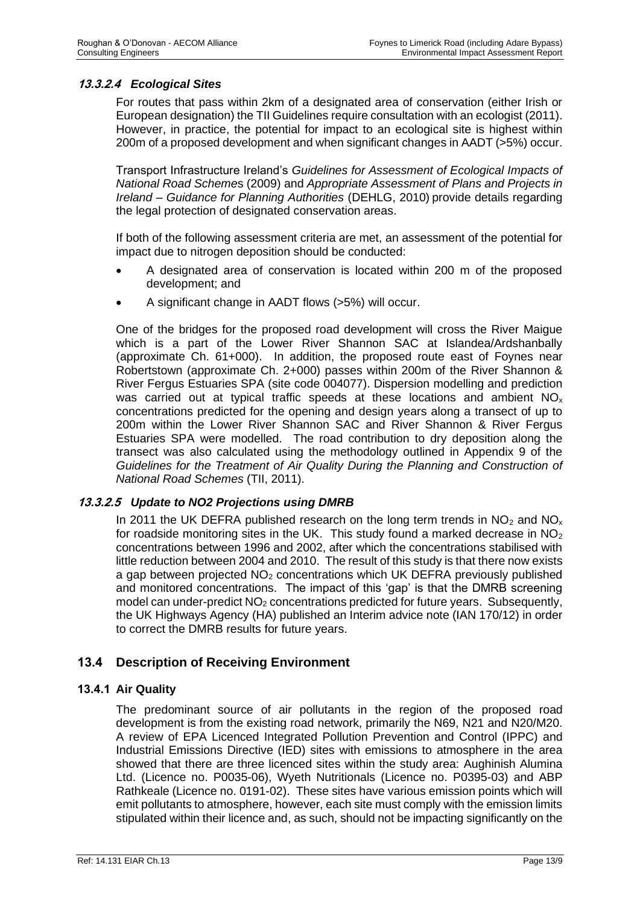#### *13.3.2.4 Ecological Sites*

For routes that pass within 2km of a designated area of conservation (either Irish or European designation) the TII Guidelines require consultation with an ecologist (2011). However, in practice, the potential for impact to an ecological site is highest within 200m of a proposed development and when significant changes in AADT (>5%) occur.

Transport Infrastructure Ireland's *Guidelines for Assessment of Ecological Impacts of National Road Schemes* (2009) and *Appropriate Assessment of Plans and Projects in Ireland – Guidance for Planning Authorities* (DEHLG, 2010) provide details regarding the legal protection of designated conservation areas.

If both of the following assessment criteria are met, an assessment of the potential for impact due to nitrogen deposition should be conducted:

- A designated area of conservation is located within 200 m of the proposed development; and
- A significant change in AADT flows (>5%) will occur.

One of the bridges for the proposed road development will cross the River Maigue which is a part of the Lower River Shannon SAC at Islandea/Ardshanbally (approximate Ch. 61+000). In addition, the proposed route east of Foynes near Robertstown (approximate Ch. 2+000) passes within 200m of the River Shannon & River Fergus Estuaries SPA (site code 004077). Dispersion modelling and prediction was carried out at typical traffic speeds at these locations and ambient $NO_x$ concentrations predicted for the opening and design years along a transect of up to 200m within the Lower River Shannon SAC and River Shannon & River Fergus Estuaries SPA were modelled. The road contribution to dry deposition along the transect was also calculated using the methodology outlined in Appendix 9 of the *Guidelines for the Treatment of Air Quality During the Planning and Construction of National Road Schemes* (TII, 2011).

#### *13.3.2.5 Update to NO2 Projections using DMRB*

In 2011 the UK DEFRA published research on the long term trends in $NO_2$ and $NO_x$ for roadside monitoring sites in the UK. This study found a marked decrease in $NO_2$ concentrations between 1996 and 2002, after which the concentrations stabilised with little reduction between 2004 and 2010. The result of this study is that there now exists a gap between projected $NO_2$ concentrations which UK DEFRA previously published and monitored concentrations. The impact of this 'gap' is that the DMRB screening model can under-predict $NO_2$ concentrations predicted for future years. Subsequently, the UK Highways Agency (HA) published an Interim advice note (IAN 170/12) in order to correct the DMRB results for future years.

## 13.4 Description of Receiving Environment

### 13.4.1 Air Quality

The predominant source of air pollutants in the region of the proposed road development is from the existing road network, primarily the N69, N21 and N20/M20. A review of EPA Licenced Integrated Pollution Prevention and Control (IPPC) and Industrial Emissions Directive (IED) sites with emissions to atmosphere in the area showed that there are three licenced sites within the study area: Aughinish Alumina Ltd. (Licence no. P0035-06), Wyeth Nutritionals (Licence no. P0395-03) and ABP Rathkeale (Licence no. 0191-02). These sites have various emission points which will emit pollutants to atmosphere, however, each site must comply with the emission limits stipulated within their licence and, as such, should not be impacting significantly on the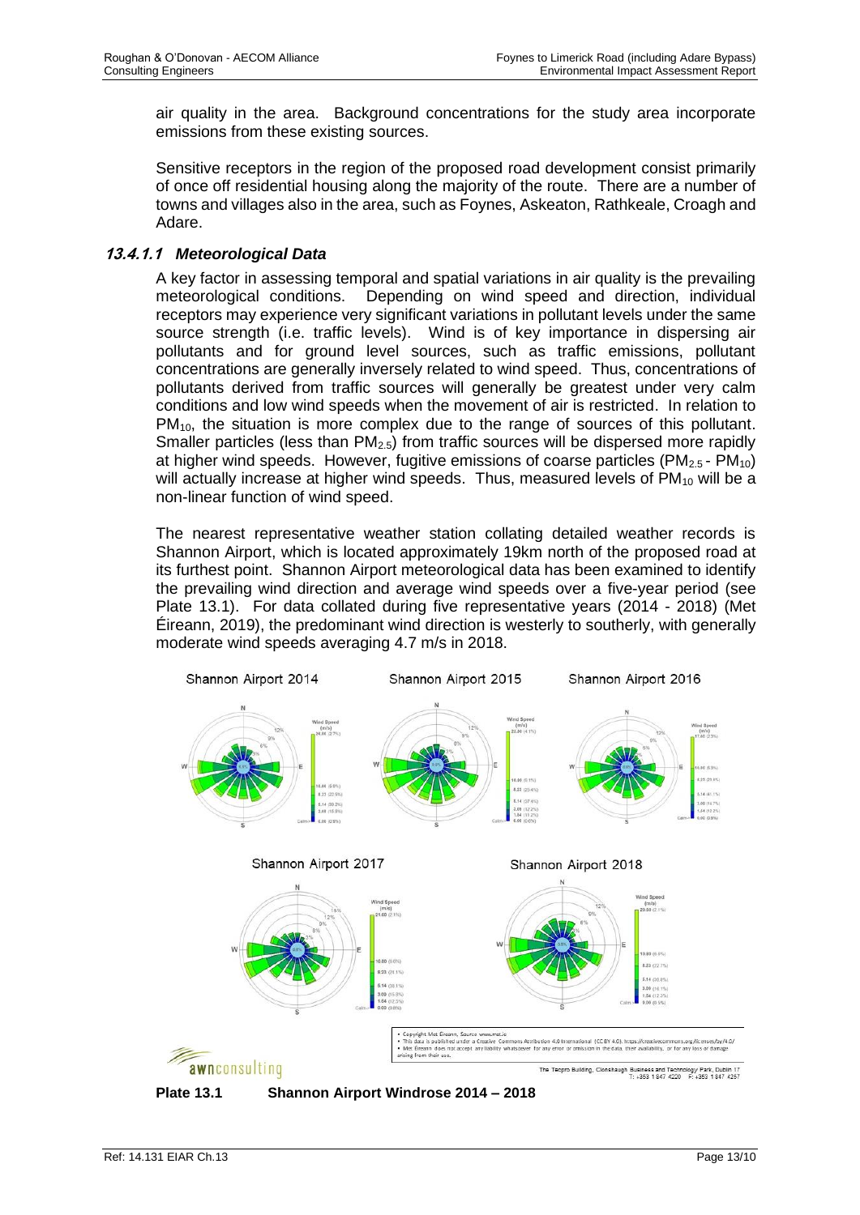air quality in the area. Background concentrations for the study area incorporate emissions from these existing sources.

Sensitive receptors in the region of the proposed road development consist primarily of once off residential housing along the majority of the route. There are a number of towns and villages also in the area, such as Foynes, Askeaton, Rathkeale, Croagh and Adare.

#### *13.4.1.1 Meteorological Data*

A key factor in assessing temporal and spatial variations in air quality is the prevailing meteorological conditions. Depending on wind speed and direction, individual receptors may experience very significant variations in pollutant levels under the same source strength (i.e. traffic levels). Wind is of key importance in dispersing air pollutants and for ground level sources, such as traffic emissions, pollutant concentrations are generally inversely related to wind speed. Thus, concentrations of pollutants derived from traffic sources will generally be greatest under very calm conditions and low wind speeds when the movement of air is restricted. In relation to $PM_{10}$, the situation is more complex due to the range of sources of this pollutant. Smaller particles (less than $PM_{2.5}$) from traffic sources will be dispersed more rapidly at higher wind speeds. However, fugitive emissions of coarse particles ($PM_{2.5}$ - $PM_{10}$) will actually increase at higher wind speeds. Thus, measured levels of $PM_{10}$ will be a non-linear function of wind speed.

The nearest representative weather station collating detailed weather records is Shannon Airport, which is located approximately 19km north of the proposed road at its furthest point. Shannon Airport meteorological data has been examined to identify the prevailing wind direction and average wind speeds over a five-year period (see Plate 13.1). For data collated during five representative years (2014 - 2018) (Met Éireann, 2019), the predominant wind direction is westerly to southerly, with generally moderate wind speeds averaging 4.7 m/s in 2018.

**Plate 13.1 Shannon Airport Windrose 2014 – 2018**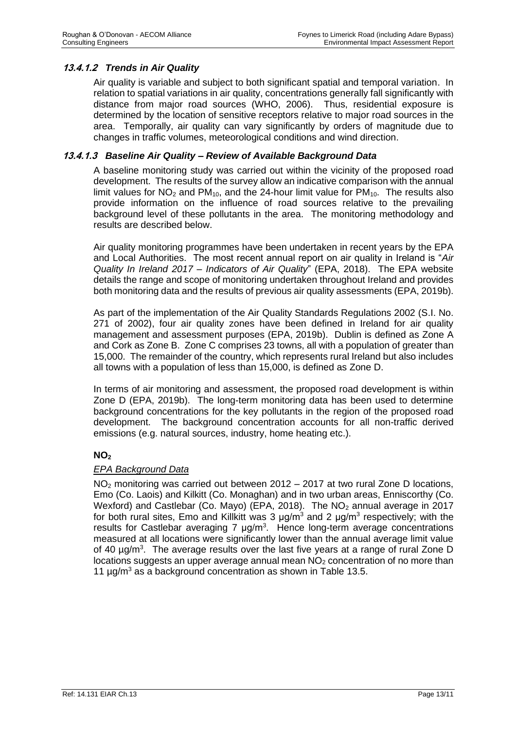### 13.4.1.2 Trends in Air Quality

Air quality is variable and subject to both significant spatial and temporal variation. In relation to spatial variations in air quality, concentrations generally fall significantly with distance from major road sources (WHO, 2006). Thus, residential exposure is determined by the location of sensitive receptors relative to major road sources in the area. Temporally, air quality can vary significantly by orders of magnitude due to changes in traffic volumes, meteorological conditions and wind direction.

### 13.4.1.3 Baseline Air Quality – Review of Available Background Data

A baseline monitoring study was carried out within the vicinity of the proposed road development. The results of the survey allow an indicative comparison with the annual limit values for $NO_2$ and $PM_{10}$, and the 24-hour limit value for $PM_{10}$. The results also provide information on the influence of road sources relative to the prevailing background level of these pollutants in the area. The monitoring methodology and results are described below.

Air quality monitoring programmes have been undertaken in recent years by the EPA and Local Authorities. The most recent annual report on air quality in Ireland is "*Air Quality In Ireland 2017 – Indicators of Air Quality*" (EPA, 2018). The EPA website details the range and scope of monitoring undertaken throughout Ireland and provides both monitoring data and the results of previous air quality assessments (EPA, 2019b).

As part of the implementation of the Air Quality Standards Regulations 2002 (S.I. No. 271 of 2002), four air quality zones have been defined in Ireland for air quality management and assessment purposes (EPA, 2019b). Dublin is defined as Zone A and Cork as Zone B. Zone C comprises 23 towns, all with a population of greater than 15,000. The remainder of the country, which represents rural Ireland but also includes all towns with a population of less than 15,000, is defined as Zone D.

In terms of air monitoring and assessment, the proposed road development is within Zone D (EPA, 2019b). The long-term monitoring data has been used to determine background concentrations for the key pollutants in the region of the proposed road development. The background concentration accounts for all non-traffic derived emissions (e.g. natural sources, industry, home heating etc.).

**$NO_2$**

*EPA Background Data*

$NO_2$ monitoring was carried out between 2012 – 2017 at two rural Zone D locations, Emo (Co. Laois) and Kilkitt (Co. Monaghan) and in two urban areas, Enniscorthy (Co. Wexford) and Castlebar (Co. Mayo) (EPA, 2018). The $NO_2$ annual average in 2017 for both rural sites, Emo and Killkitt was 3 µg/m$^3$ and 2 µg/m$^3$ respectively; with the results for Castlebar averaging 7 µg/m$^3$. Hence long-term average concentrations measured at all locations were significantly lower than the annual average limit value of 40 µg/m$^3$. The average results over the last five years at a range of rural Zone D locations suggests an upper average annual mean $NO_2$ concentration of no more than 11 µg/m$^3$ as a background concentration as shown in Table 13.5.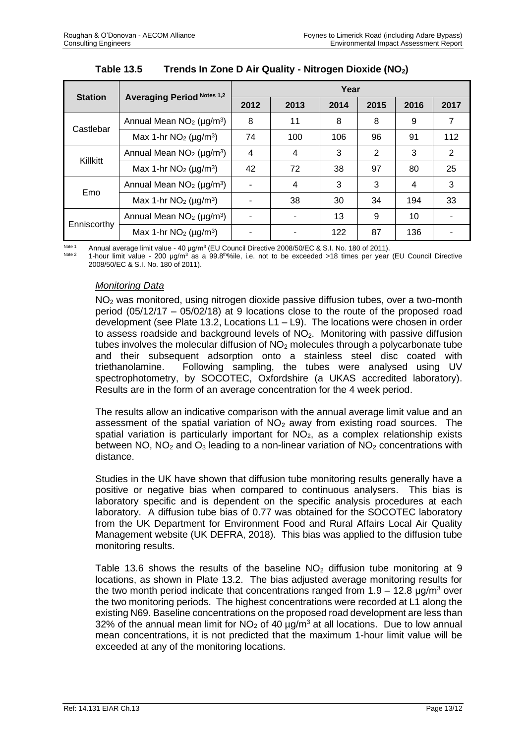**Table 13.5 Trends In Zone D Air Quality - Nitrogen Dioxide ($NO_2$)**

| Station | Averaging Period Notes 1,2 | Year | | | | | |
|---|---|---|---|---|---|---|---|
| | | 2012 | 2013 | 2014 | 2015 | 2016 | 2017 |
| Castlebar | Annual Mean $NO_2$ ($\mu g/m^3$) | 8 | 11 | 8 | 8 | 9 | 7 |
| | Max 1-hr $NO_2$ ($\mu g/m^3$) | 74 | 100 | 106 | 96 | 91 | 112 |
| Killkitt | Annual Mean $NO_2$ ($\mu g/m^3$) | 4 | 4 | 3 | 2 | 3 | 2 |
| | Max 1-hr $NO_2$ ($\mu g/m^3$) | 42 | 72 | 38 | 97 | 80 | 25 |
| Emo | Annual Mean $NO_2$ ($\mu g/m^3$) | - | 4 | 3 | 3 | 4 | 3 |
| | Max 1-hr $NO_2$ ($\mu g/m^3$) | - | 38 | 30 | 34 | 194 | 33 |
| Enniscorthy | Annual Mean $NO_2$ ($\mu g/m^3$) | - | - | 13 | 9 | 10 | - |
| | Max 1-hr $NO_2$ ($\mu g/m^3$) | - | - | 122 | 87 | 136 | - |

Note 1 Annual average limit value - 40 $\mu g/m^3$ (EU Council Directive 2008/50/EC & S.I. No. 180 of 2011).

Note 2 1-hour limit value - 200 $\mu g/m^3$ as a 99.8th%ile, i.e. not to be exceeded >18 times per year (EU Council Directive 2008/50/EC & S.I. No. 180 of 2011).

*Monitoring Data*

$NO_2$ was monitored, using nitrogen dioxide passive diffusion tubes, over a two-month period (05/12/17 – 05/02/18) at 9 locations close to the route of the proposed road development (see Plate 13.2, Locations L1 – L9). The locations were chosen in order to assess roadside and background levels of $NO_2$. Monitoring with passive diffusion tubes involves the molecular diffusion of $NO_2$ molecules through a polycarbonate tube and their subsequent adsorption onto a stainless steel disc coated with triethanolamine. Following sampling, the tubes were analysed using UV spectrophotometry, by SOCOTEC, Oxfordshire (a UKAS accredited laboratory). Results are in the form of an average concentration for the 4 week period.

The results allow an indicative comparison with the annual average limit value and an assessment of the spatial variation of $NO_2$ away from existing road sources. The spatial variation is particularly important for $NO_2$, as a complex relationship exists between NO, $NO_2$ and $O_3$ leading to a non-linear variation of $NO_2$ concentrations with distance.

Studies in the UK have shown that diffusion tube monitoring results generally have a positive or negative bias when compared to continuous analysers. This bias is laboratory specific and is dependent on the specific analysis procedures at each laboratory. A diffusion tube bias of 0.77 was obtained for the SOCOTEC laboratory from the UK Department for Environment Food and Rural Affairs Local Air Quality Management website (UK DEFRA, 2018). This bias was applied to the diffusion tube monitoring results.

Table 13.6 shows the results of the baseline $NO_2$ diffusion tube monitoring at 9 locations, as shown in Plate 13.2. The bias adjusted average monitoring results for the two month period indicate that concentrations ranged from 1.9 – 12.8 $\mu g/m^3$ over the two monitoring periods. The highest concentrations were recorded at L1 along the existing N69. Baseline concentrations on the proposed road development are less than 32% of the annual mean limit for $NO_2$ of 40 $\mu g/m^3$ at all locations. Due to low annual mean concentrations, it is not predicted that the maximum 1-hour limit value will be exceeded at any of the monitoring locations.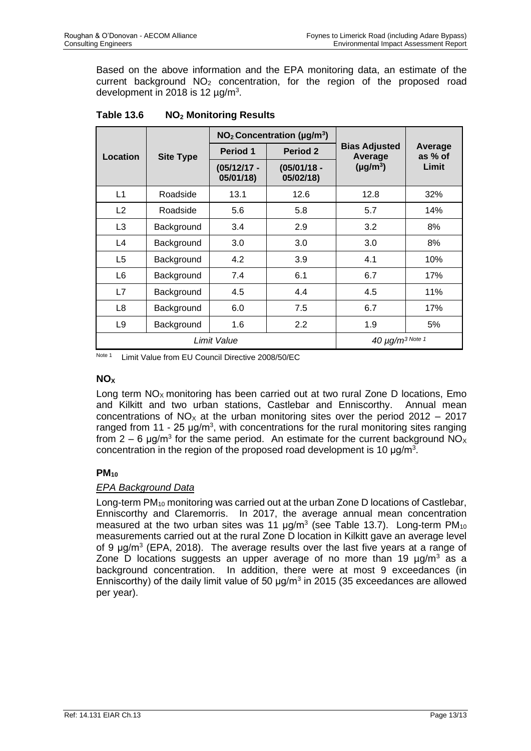Based on the above information and the EPA monitoring data, an estimate of the current background $NO_2$ concentration, for the region of the proposed road development in 2018 is 12 µg/m$^3$.

**Table 13.6 $NO_2$ Monitoring Results**

| Location | Site Type | $NO_2$ Concentration (µg/m$^3$) | | Bias Adjusted Average (µg/m$^3$) | Average as % of Limit |
|---|---|---|---|---|---|
| | | Period 1 (05/12/17 - 05/01/18) | Period 2 (05/01/18 - 05/02/18) | | |
| L1 | Roadside | 13.1 | 12.6 | 12.8 | 32% |
| L2 | Roadside | 5.6 | 5.8 | 5.7 | 14% |
| L3 | Background | 3.4 | 2.9 | 3.2 | 8% |
| L4 | Background | 3.0 | 3.0 | 3.0 | 8% |
| L5 | Background | 4.2 | 3.9 | 4.1 | 10% |
| L6 | Background | 7.4 | 6.1 | 6.7 | 17% |
| L7 | Background | 4.5 | 4.4 | 4.5 | 11% |
| L8 | Background | 6.0 | 7.5 | 6.7 | 17% |
| L9 | Background | 1.6 | 2.2 | 1.9 | 5% |
| *Limit Value* | | | | *40 µg/m$^3$ Note 1* | |

Note 1 Limit Value from EU Council Directive 2008/50/EC

### $NO_X$

Long term $NO_X$ monitoring has been carried out at two rural Zone D locations, Emo and Kilkitt and two urban stations, Castlebar and Enniscorthy. Annual mean concentrations of $NO_X$ at the urban monitoring sites over the period 2012 – 2017 ranged from 11 - 25 µg/m$^3$, with concentrations for the rural monitoring sites ranging from 2 – 6 µg/m$^3$ for the same period. An estimate for the current background $NO_X$ concentration in the region of the proposed road development is 10 µg/m$^3$.

### $PM_{10}$

*EPA Background Data*

Long-term $PM_{10}$ monitoring was carried out at the urban Zone D locations of Castlebar, Enniscorthy and Claremorris. In 2017, the average annual mean concentration measured at the two urban sites was 11 µg/m$^3$ (see Table 13.7). Long-term $PM_{10}$ measurements carried out at the rural Zone D location in Kilkitt gave an average level of 9 µg/m$^3$ (EPA, 2018). The average results over the last five years at a range of Zone D locations suggests an upper average of no more than 19 µg/m$^3$ as a background concentration. In addition, there were at most 9 exceedances (in Enniscorthy) of the daily limit value of 50 µg/m$^3$ in 2015 (35 exceedances are allowed per year).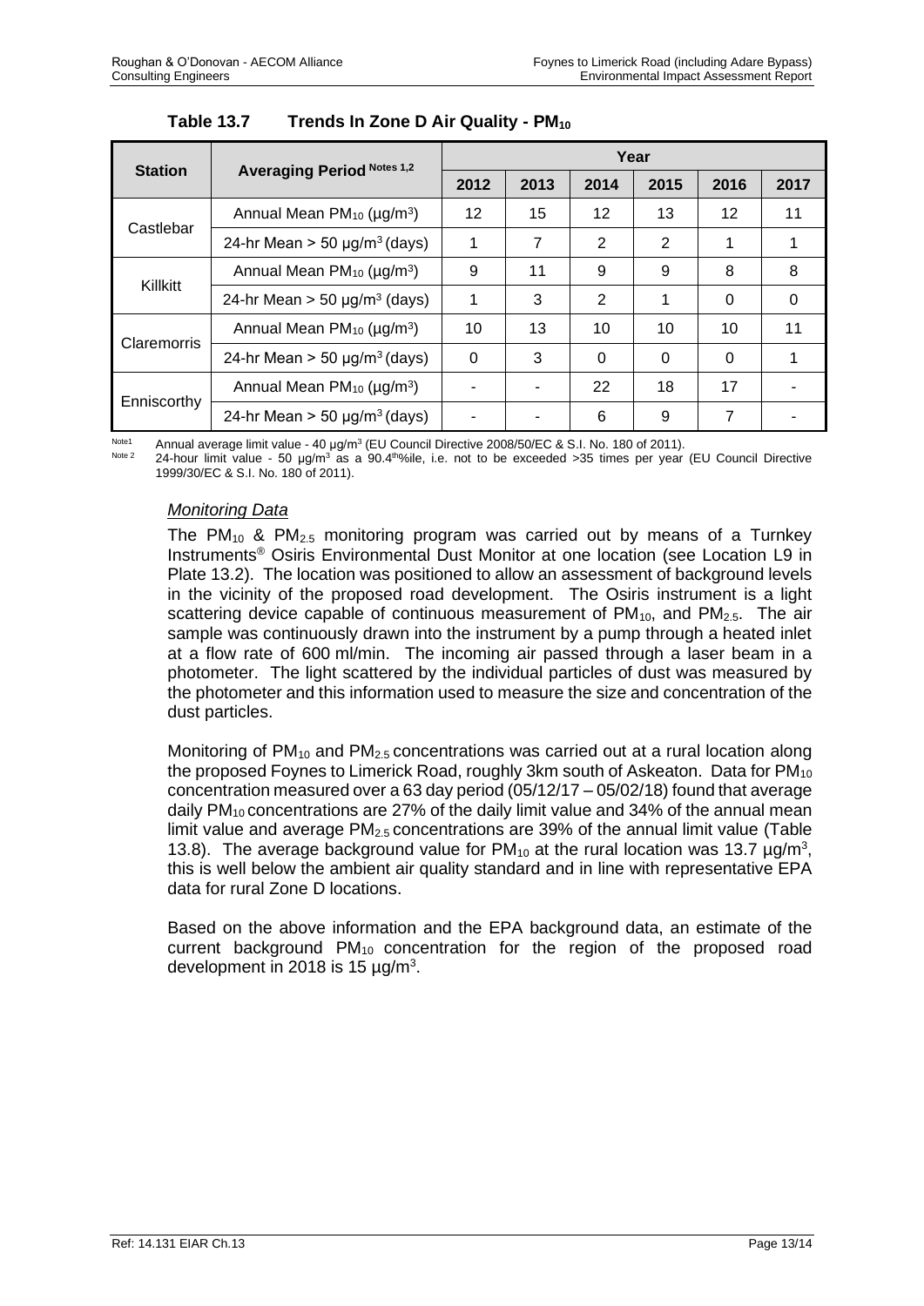**Table 13.7 Trends In Zone D Air Quality - $PM_{10}$**

| Station | Averaging Period Notes 1,2 | Year | | | | | |
|---|---|---|---|---|---|---|---|
| | | 2012 | 2013 | 2014 | 2015 | 2016 | 2017 |
| Castlebar | Annual Mean $PM_{10}$ ($\mu g/m^3$) | 12 | 15 | 12 | 13 | 12 | 11 |
| | 24-hr Mean > 50 $\mu g/m^3$ (days) | 1 | 7 | 2 | 2 | 1 | 1 |
| Killkitt | Annual Mean $PM_{10}$ ($\mu g/m^3$) | 9 | 11 | 9 | 9 | 8 | 8 |
| | 24-hr Mean > 50 $\mu g/m^3$ (days) | 1 | 3 | 2 | 1 | 0 | 0 |
| Claremorris | Annual Mean $PM_{10}$ ($\mu g/m^3$) | 10 | 13 | 10 | 10 | 10 | 11 |
| | 24-hr Mean > 50 $\mu g/m^3$ (days) | 0 | 3 | 0 | 0 | 0 | 1 |
| Enniscorthy | Annual Mean $PM_{10}$ ($\mu g/m^3$) | - | - | 22 | 18 | 17 | - |
| | 24-hr Mean > 50 $\mu g/m^3$ (days) | - | - | 6 | 9 | 7 | - |

Note1 Annual average limit value - 40 $\mu g/m^3$ (EU Council Directive 2008/50/EC & S.I. No. 180 of 2011).

Note 2 24-hour limit value - 50 $\mu g/m^3$ as a 90.4th%ile, i.e. not to be exceeded >35 times per year (EU Council Directive 1999/30/EC & S.I. No. 180 of 2011).

*Monitoring Data*

The $PM_{10}$ & $PM_{2.5}$ monitoring program was carried out by means of a Turnkey Instruments® Osiris Environmental Dust Monitor at one location (see Location L9 in Plate 13.2). The location was positioned to allow an assessment of background levels in the vicinity of the proposed road development. The Osiris instrument is a light scattering device capable of continuous measurement of $PM_{10}$, and $PM_{2.5}$. The air sample was continuously drawn into the instrument by a pump through a heated inlet at a flow rate of 600 ml/min. The incoming air passed through a laser beam in a photometer. The light scattered by the individual particles of dust was measured by the photometer and this information used to measure the size and concentration of the dust particles.

Monitoring of $PM_{10}$ and $PM_{2.5}$ concentrations was carried out at a rural location along the proposed Foynes to Limerick Road, roughly 3km south of Askeaton. Data for $PM_{10}$ concentration measured over a 63 day period (05/12/17 – 05/02/18) found that average daily $PM_{10}$ concentrations are 27% of the daily limit value and 34% of the annual mean limit value and average $PM_{2.5}$ concentrations are 39% of the annual limit value (Table 13.8). The average background value for $PM_{10}$ at the rural location was 13.7 $\mu g/m^3$, this is well below the ambient air quality standard and in line with representative EPA data for rural Zone D locations.

Based on the above information and the EPA background data, an estimate of the current background $PM_{10}$ concentration for the region of the proposed road development in 2018 is 15 $\mu g/m^3$.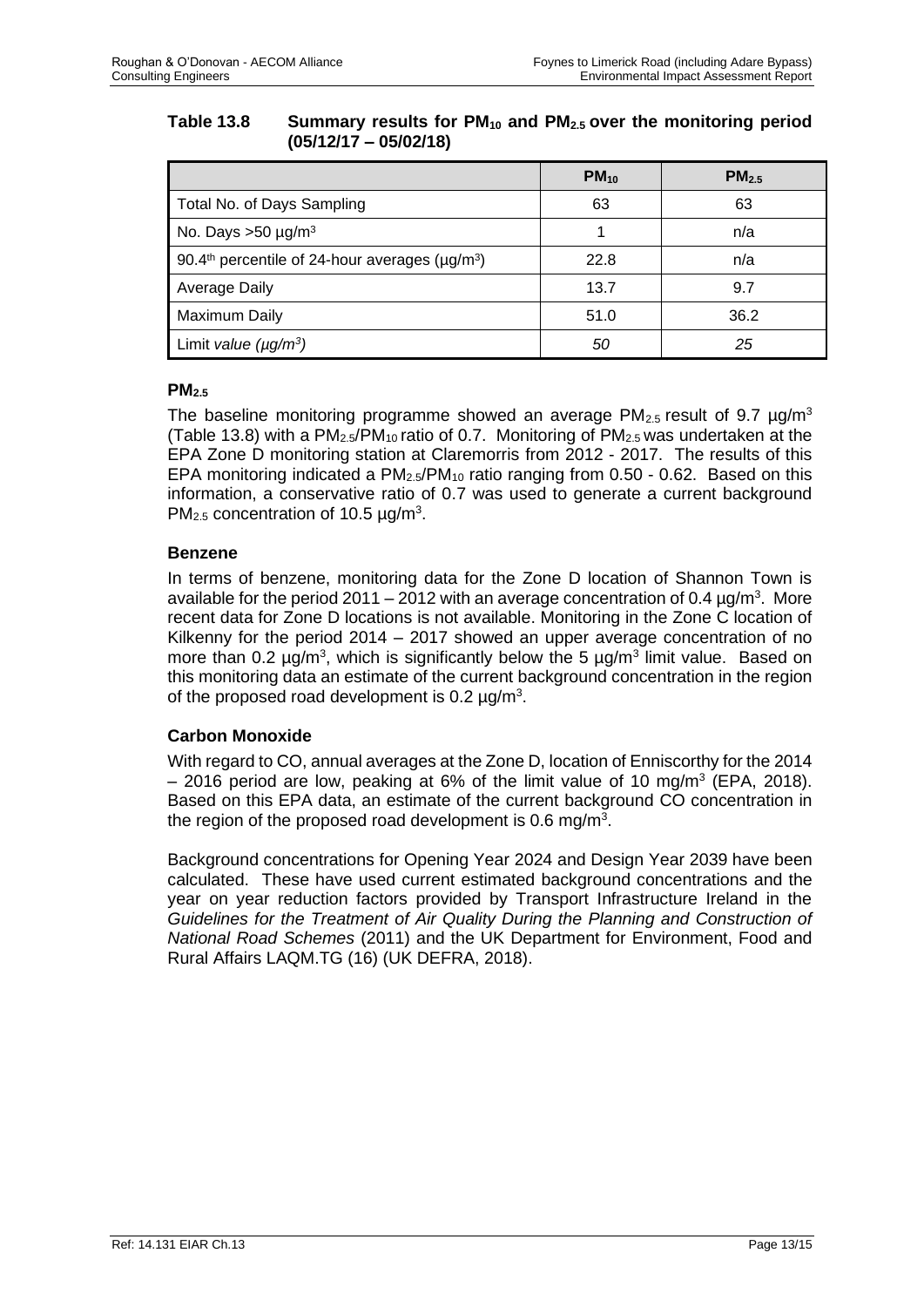**Table 13.8 Summary results for $PM_{10}$ and $PM_{2.5}$ over the monitoring period (05/12/17 – 05/02/18)**

| | $PM_{10}$ | $PM_{2.5}$ |
|---|---|---|
| Total No. of Days Sampling | 63 | 63 |
| No. Days >50 µg/m$^3$ | 1 | n/a |
| 90.4$^{th}$ percentile of 24-hour averages (µg/m$^3$) | 22.8 | n/a |
| Average Daily | 13.7 | 9.7 |
| Maximum Daily | 51.0 | 36.2 |
| Limit *value (µg/m$^3$)* | *50* | *25* |

### $PM_{2.5}$

The baseline monitoring programme showed an average $PM_{2.5}$ result of 9.7 µg/m$^3$ (Table 13.8) with a $PM_{2.5}$/$PM_{10}$ ratio of 0.7. Monitoring of $PM_{2.5}$ was undertaken at the EPA Zone D monitoring station at Claremorris from 2012 - 2017. The results of this EPA monitoring indicated a $PM_{2.5}$/$PM_{10}$ ratio ranging from 0.50 - 0.62. Based on this information, a conservative ratio of 0.7 was used to generate a current background $PM_{2.5}$ concentration of 10.5 µg/m$^3$.

### Benzene

In terms of benzene, monitoring data for the Zone D location of Shannon Town is available for the period 2011 – 2012 with an average concentration of 0.4 µg/m$^3$. More recent data for Zone D locations is not available. Monitoring in the Zone C location of Kilkenny for the period 2014 – 2017 showed an upper average concentration of no more than 0.2 µg/m$^3$, which is significantly below the 5 µg/m$^3$ limit value. Based on this monitoring data an estimate of the current background concentration in the region of the proposed road development is 0.2 µg/m$^3$.

### Carbon Monoxide

With regard to CO, annual averages at the Zone D, location of Enniscorthy for the 2014 – 2016 period are low, peaking at 6% of the limit value of 10 mg/m$^3$ (EPA, 2018). Based on this EPA data, an estimate of the current background CO concentration in the region of the proposed road development is 0.6 mg/m$^3$.

Background concentrations for Opening Year 2024 and Design Year 2039 have been calculated. These have used current estimated background concentrations and the year on year reduction factors provided by Transport Infrastructure Ireland in the *Guidelines for the Treatment of Air Quality During the Planning and Construction of National Road Schemes* (2011) and the UK Department for Environment, Food and Rural Affairs LAQM.TG (16) (UK DEFRA, 2018).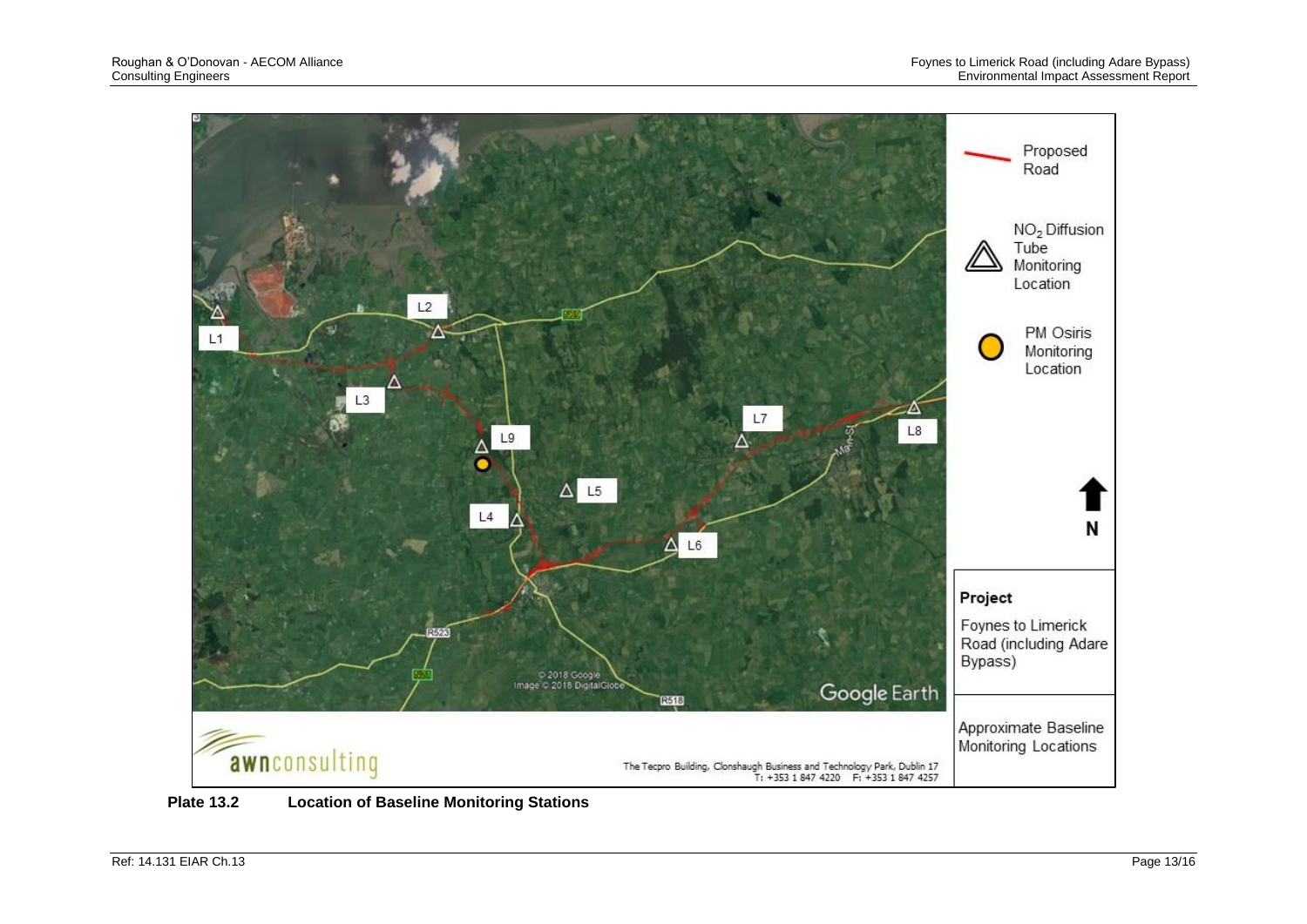**Plate 13.2 Location of Baseline Monitoring Stations**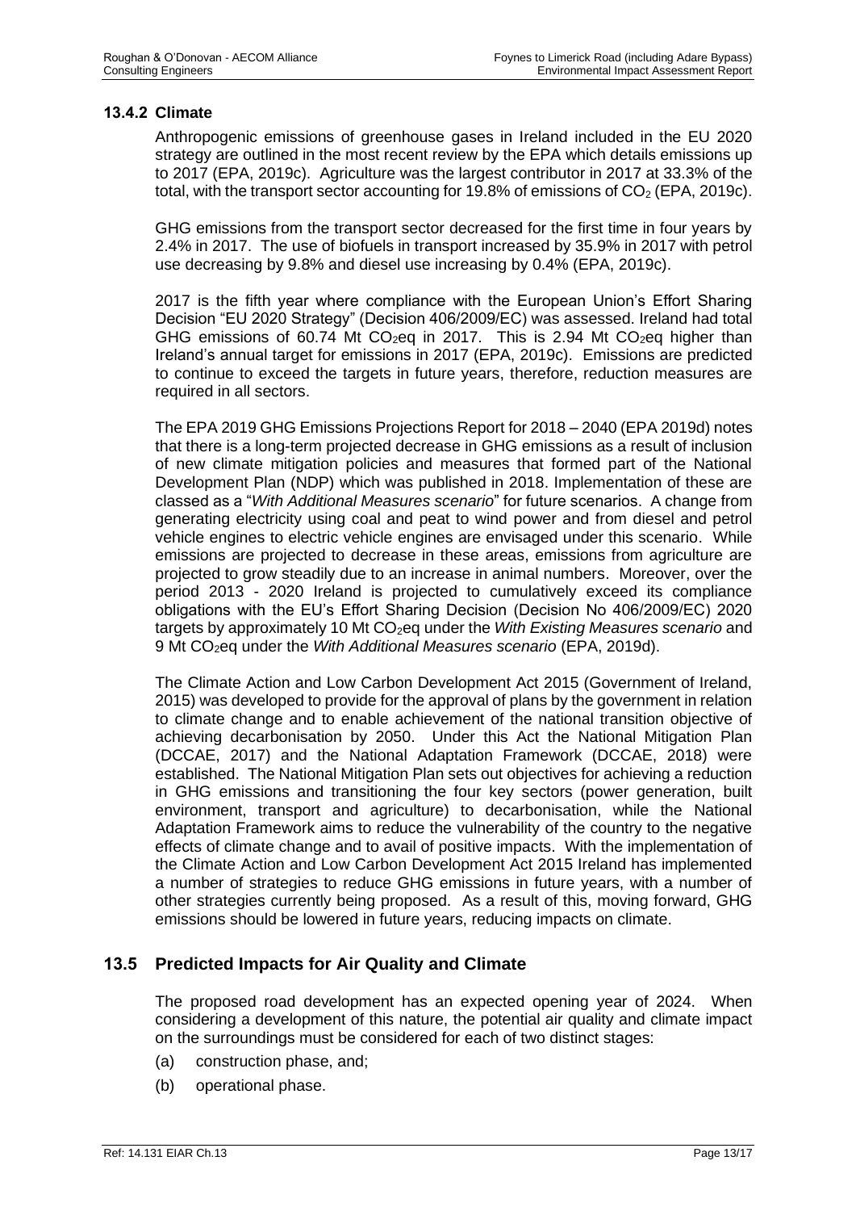### 13.4.2 Climate

Anthropogenic emissions of greenhouse gases in Ireland included in the EU 2020 strategy are outlined in the most recent review by the EPA which details emissions up to 2017 (EPA, 2019c). Agriculture was the largest contributor in 2017 at 33.3% of the total, with the transport sector accounting for 19.8% of emissions of $CO_2$ (EPA, 2019c).

GHG emissions from the transport sector decreased for the first time in four years by 2.4% in 2017. The use of biofuels in transport increased by 35.9% in 2017 with petrol use decreasing by 9.8% and diesel use increasing by 0.4% (EPA, 2019c).

2017 is the fifth year where compliance with the European Union's Effort Sharing Decision "EU 2020 Strategy" (Decision 406/2009/EC) was assessed. Ireland had total GHG emissions of 60.74 Mt $CO_2$eq in 2017. This is 2.94 Mt $CO_2$eq higher than Ireland's annual target for emissions in 2017 (EPA, 2019c). Emissions are predicted to continue to exceed the targets in future years, therefore, reduction measures are required in all sectors.

The EPA 2019 GHG Emissions Projections Report for 2018 – 2040 (EPA 2019d) notes that there is a long-term projected decrease in GHG emissions as a result of inclusion of new climate mitigation policies and measures that formed part of the National Development Plan (NDP) which was published in 2018. Implementation of these are classed as a "*With Additional Measures scenario*" for future scenarios. A change from generating electricity using coal and peat to wind power and from diesel and petrol vehicle engines to electric vehicle engines are envisaged under this scenario. While emissions are projected to decrease in these areas, emissions from agriculture are projected to grow steadily due to an increase in animal numbers. Moreover, over the period 2013 - 2020 Ireland is projected to cumulatively exceed its compliance obligations with the EU's Effort Sharing Decision (Decision No 406/2009/EC) 2020 targets by approximately 10 Mt $CO_2$eq under the *With Existing Measures scenario* and 9 Mt $CO_2$eq under the *With Additional Measures scenario* (EPA, 2019d).

The Climate Action and Low Carbon Development Act 2015 (Government of Ireland, 2015) was developed to provide for the approval of plans by the government in relation to climate change and to enable achievement of the national transition objective of achieving decarbonisation by 2050. Under this Act the National Mitigation Plan (DCCAE, 2017) and the National Adaptation Framework (DCCAE, 2018) were established. The National Mitigation Plan sets out objectives for achieving a reduction in GHG emissions and transitioning the four key sectors (power generation, built environment, transport and agriculture) to decarbonisation, while the National Adaptation Framework aims to reduce the vulnerability of the country to the negative effects of climate change and to avail of positive impacts. With the implementation of the Climate Action and Low Carbon Development Act 2015 Ireland has implemented a number of strategies to reduce GHG emissions in future years, with a number of other strategies currently being proposed. As a result of this, moving forward, GHG emissions should be lowered in future years, reducing impacts on climate.

## 13.5 Predicted Impacts for Air Quality and Climate

The proposed road development has an expected opening year of 2024. When considering a development of this nature, the potential air quality and climate impact on the surroundings must be considered for each of two distinct stages:

(a) construction phase, and;

(b) operational phase.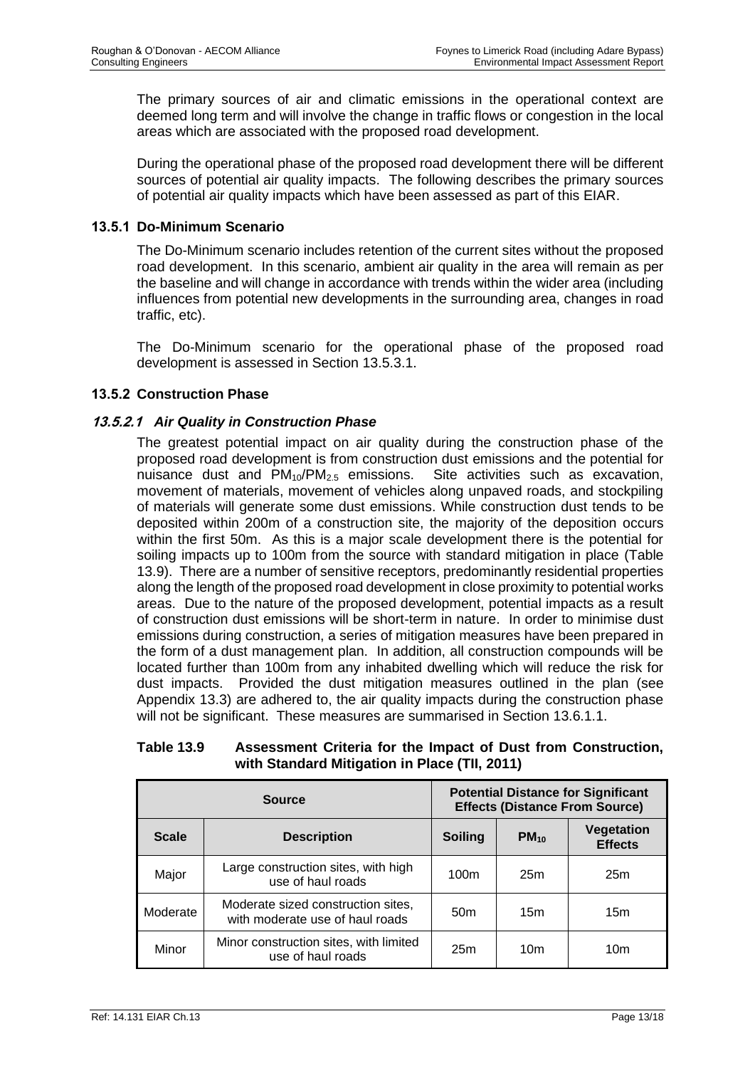The primary sources of air and climatic emissions in the operational context are deemed long term and will involve the change in traffic flows or congestion in the local areas which are associated with the proposed road development.

During the operational phase of the proposed road development there will be different sources of potential air quality impacts. The following describes the primary sources of potential air quality impacts which have been assessed as part of this EIAR.

### 13.5.1 Do-Minimum Scenario

The Do-Minimum scenario includes retention of the current sites without the proposed road development. In this scenario, ambient air quality in the area will remain as per the baseline and will change in accordance with trends within the wider area (including influences from potential new developments in the surrounding area, changes in road traffic, etc).

The Do-Minimum scenario for the operational phase of the proposed road development is assessed in Section 13.5.3.1.

### 13.5.2 Construction Phase

#### *13.5.2.1 Air Quality in Construction Phase*

The greatest potential impact on air quality during the construction phase of the proposed road development is from construction dust emissions and the potential for nuisance dust and $PM_{10}$/$PM_{2.5}$ emissions. Site activities such as excavation, movement of materials, movement of vehicles along unpaved roads, and stockpiling of materials will generate some dust emissions. While construction dust tends to be deposited within 200m of a construction site, the majority of the deposition occurs within the first 50m. As this is a major scale development there is the potential for soiling impacts up to 100m from the source with standard mitigation in place (Table 13.9). There are a number of sensitive receptors, predominantly residential properties along the length of the proposed road development in close proximity to potential works areas. Due to the nature of the proposed development, potential impacts as a result of construction dust emissions will be short-term in nature. In order to minimise dust emissions during construction, a series of mitigation measures have been prepared in the form of a dust management plan. In addition, all construction compounds will be located further than 100m from any inhabited dwelling which will reduce the risk for dust impacts. Provided the dust mitigation measures outlined in the plan (see Appendix 13.3) are adhered to, the air quality impacts during the construction phase will not be significant. These measures are summarised in Section 13.6.1.1.

**Table 13.9 Assessment Criteria for the Impact of Dust from Construction, with Standard Mitigation in Place (TII, 2011)**

| Source | | Potential Distance for Significant Effects (Distance From Source) | | |
|---|---|---|---|---|
| **Scale** | **Description** | **Soiling** | **$PM_{10}$** | **Vegetation Effects** |
| Major | Large construction sites, with high use of haul roads | 100m | 25m | 25m |
| Moderate | Moderate sized construction sites, with moderate use of haul roads | 50m | 15m | 15m |
| Minor | Minor construction sites, with limited use of haul roads | 25m | 10m | 10m |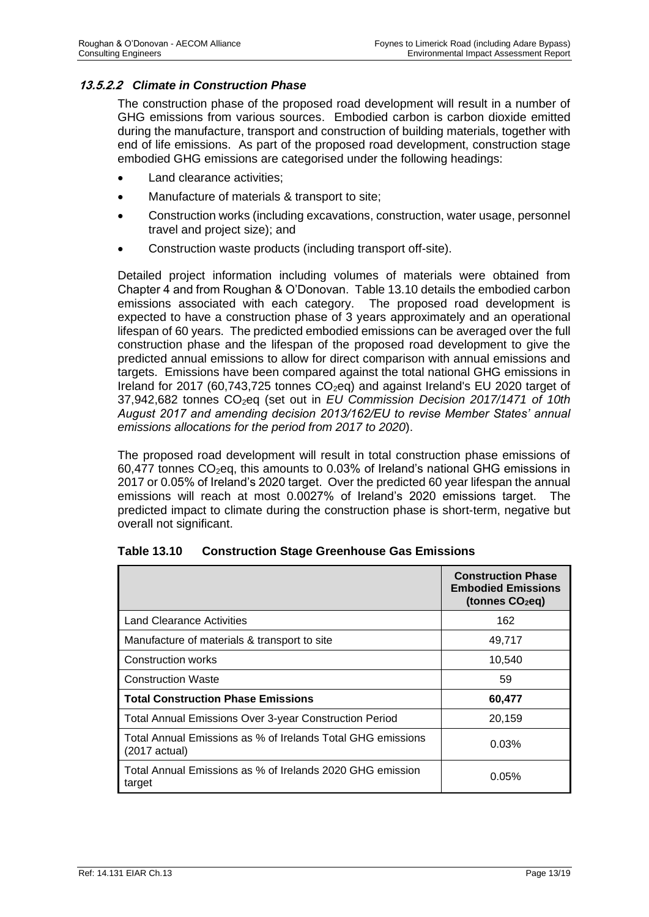#### *13.5.2.2 Climate in Construction Phase*

The construction phase of the proposed road development will result in a number of GHG emissions from various sources. Embodied carbon is carbon dioxide emitted during the manufacture, transport and construction of building materials, together with end of life emissions. As part of the proposed road development, construction stage embodied GHG emissions are categorised under the following headings:

- Land clearance activities;
- Manufacture of materials & transport to site;
- Construction works (including excavations, construction, water usage, personnel travel and project size); and
- Construction waste products (including transport off-site).

Detailed project information including volumes of materials were obtained from Chapter 4 and from Roughan & O'Donovan. Table 13.10 details the embodied carbon emissions associated with each category. The proposed road development is expected to have a construction phase of 3 years approximately and an operational lifespan of 60 years. The predicted embodied emissions can be averaged over the full construction phase and the lifespan of the proposed road development to give the predicted annual emissions to allow for direct comparison with annual emissions and targets. Emissions have been compared against the total national GHG emissions in Ireland for 2017 (60,743,725 tonnes $CO_2$eq) and against Ireland's EU 2020 target of 37,942,682 tonnes $CO_2$eq (set out in *EU Commission Decision 2017/1471 of 10th August 2017 and amending decision 2013/162/EU to revise Member States' annual emissions allocations for the period from 2017 to 2020*).

The proposed road development will result in total construction phase emissions of 60,477 tonnes $CO_2$eq, this amounts to 0.03% of Ireland's national GHG emissions in 2017 or 0.05% of Ireland's 2020 target. Over the predicted 60 year lifespan the annual emissions will reach at most 0.0027% of Ireland's 2020 emissions target. The predicted impact to climate during the construction phase is short-term, negative but overall not significant.

**Table 13.10 Construction Stage Greenhouse Gas Emissions**

| | **Construction Phase Embodied Emissions (tonnes $CO_2$eq)** |
|---|---|
| Land Clearance Activities | 162 |
| Manufacture of materials & transport to site | 49,717 |
| Construction works | 10,540 |
| Construction Waste | 59 |
| **Total Construction Phase Emissions** | **60,477** |
| Total Annual Emissions Over 3-year Construction Period | 20,159 |
| Total Annual Emissions as % of Irelands Total GHG emissions (2017 actual) | 0.03% |
| Total Annual Emissions as % of Irelands 2020 GHG emission target | 0.05% |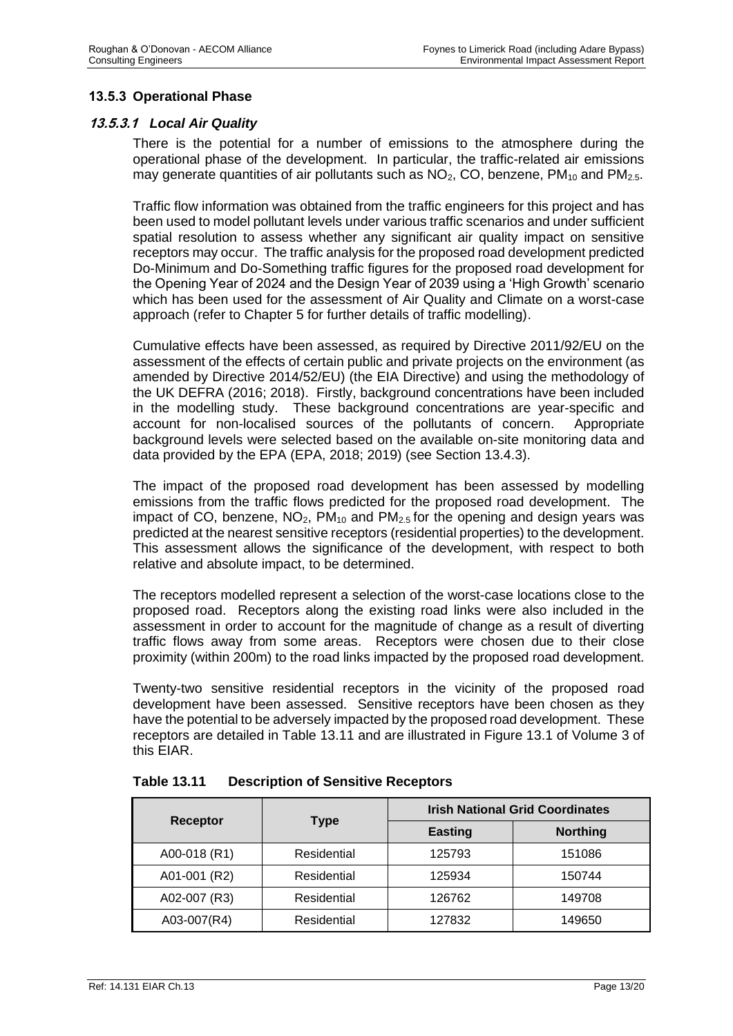### 13.5.3 Operational Phase

#### *13.5.3.1 Local Air Quality*

There is the potential for a number of emissions to the atmosphere during the operational phase of the development. In particular, the traffic-related air emissions may generate quantities of air pollutants such as $NO_2$, CO, benzene, $PM_{10}$ and $PM_{2.5}$.

Traffic flow information was obtained from the traffic engineers for this project and has been used to model pollutant levels under various traffic scenarios and under sufficient spatial resolution to assess whether any significant air quality impact on sensitive receptors may occur. The traffic analysis for the proposed road development predicted Do-Minimum and Do-Something traffic figures for the proposed road development for the Opening Year of 2024 and the Design Year of 2039 using a 'High Growth' scenario which has been used for the assessment of Air Quality and Climate on a worst-case approach (refer to Chapter 5 for further details of traffic modelling).

Cumulative effects have been assessed, as required by Directive 2011/92/EU on the assessment of the effects of certain public and private projects on the environment (as amended by Directive 2014/52/EU) (the EIA Directive) and using the methodology of the UK DEFRA (2016; 2018). Firstly, background concentrations have been included in the modelling study. These background concentrations are year-specific and account for non-localised sources of the pollutants of concern. Appropriate background levels were selected based on the available on-site monitoring data and data provided by the EPA (EPA, 2018; 2019) (see Section 13.4.3).

The impact of the proposed road development has been assessed by modelling emissions from the traffic flows predicted for the proposed road development. The impact of CO, benzene, $NO_2$, $PM_{10}$ and $PM_{2.5}$ for the opening and design years was predicted at the nearest sensitive receptors (residential properties) to the development. This assessment allows the significance of the development, with respect to both relative and absolute impact, to be determined.

The receptors modelled represent a selection of the worst-case locations close to the proposed road. Receptors along the existing road links were also included in the assessment in order to account for the magnitude of change as a result of diverting traffic flows away from some areas. Receptors were chosen due to their close proximity (within 200m) to the road links impacted by the proposed road development.

Twenty-two sensitive residential receptors in the vicinity of the proposed road development have been assessed. Sensitive receptors have been chosen as they have the potential to be adversely impacted by the proposed road development. These receptors are detailed in Table 13.11 and are illustrated in Figure 13.1 of Volume 3 of this EIAR.

**Table 13.11 Description of Sensitive Receptors**

| Receptor | Type | Irish National Grid Coordinates | |
|---|---|---|---|
| | | Easting | Northing |
| A00-018 (R1) | Residential | 125793 | 151086 |
| A01-001 (R2) | Residential | 125934 | 150744 |
| A02-007 (R3) | Residential | 126762 | 149708 |
| A03-007(R4) | Residential | 127832 | 149650 |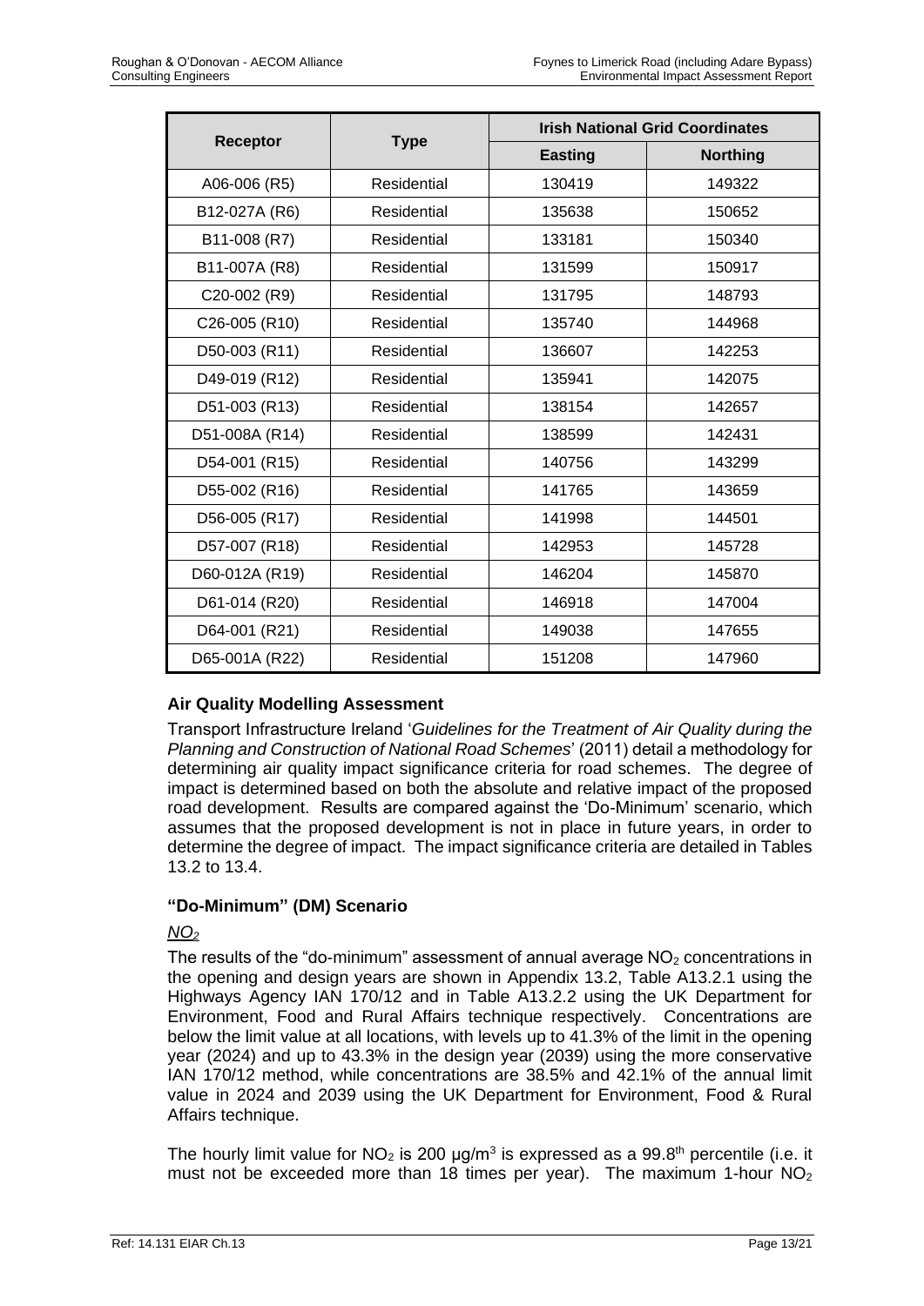| Receptor | Type | Irish National Grid Coordinates | |
|---|---|---|---|
| | | Easting | Northing |
| A06-006 (R5) | Residential | 130419 | 149322 |
| B12-027A (R6) | Residential | 135638 | 150652 |
| B11-008 (R7) | Residential | 133181 | 150340 |
| B11-007A (R8) | Residential | 131599 | 150917 |
| C20-002 (R9) | Residential | 131795 | 148793 |
| C26-005 (R10) | Residential | 135740 | 144968 |
| D50-003 (R11) | Residential | 136607 | 142253 |
| D49-019 (R12) | Residential | 135941 | 142075 |
| D51-003 (R13) | Residential | 138154 | 142657 |
| D51-008A (R14) | Residential | 138599 | 142431 |
| D54-001 (R15) | Residential | 140756 | 143299 |
| D55-002 (R16) | Residential | 141765 | 143659 |
| D56-005 (R17) | Residential | 141998 | 144501 |
| D57-007 (R18) | Residential | 142953 | 145728 |
| D60-012A (R19) | Residential | 146204 | 145870 |
| D61-014 (R20) | Residential | 146918 | 147004 |
| D64-001 (R21) | Residential | 149038 | 147655 |
| D65-001A (R22) | Residential | 151208 | 147960 |

### Air Quality Modelling Assessment

Transport Infrastructure Ireland '*Guidelines for the Treatment of Air Quality during the Planning and Construction of National Road Schemes*' (2011) detail a methodology for determining air quality impact significance criteria for road schemes. The degree of impact is determined based on both the absolute and relative impact of the proposed road development. Results are compared against the 'Do-Minimum' scenario, which assumes that the proposed development is not in place in future years, in order to determine the degree of impact. The impact significance criteria are detailed in Tables 13.2 to 13.4.

### "Do-Minimum" (DM) Scenario

*$NO_2$*

The results of the "do-minimum" assessment of annual average $NO_2$ concentrations in the opening and design years are shown in Appendix 13.2, Table A13.2.1 using the Highways Agency IAN 170/12 and in Table A13.2.2 using the UK Department for Environment, Food and Rural Affairs technique respectively. Concentrations are below the limit value at all locations, with levels up to 41.3% of the limit in the opening year (2024) and up to 43.3% in the design year (2039) using the more conservative IAN 170/12 method, while concentrations are 38.5% and 42.1% of the annual limit value in 2024 and 2039 using the UK Department for Environment, Food & Rural Affairs technique.

The hourly limit value for $NO_2$ is 200 µg/m$^3$ is expressed as a 99.8$^{th}$ percentile (i.e. it must not be exceeded more than 18 times per year). The maximum 1-hour $NO_2$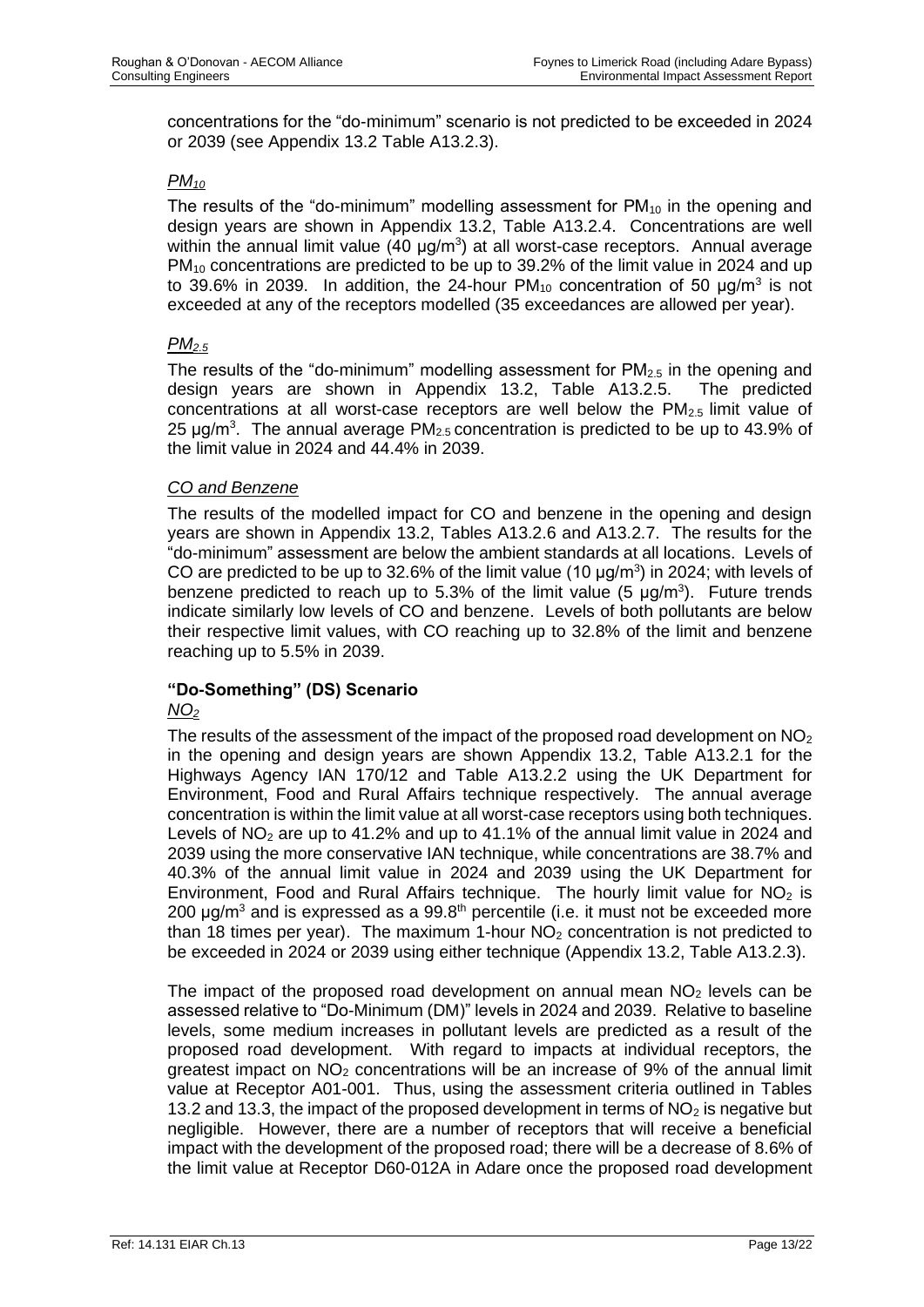concentrations for the "do-minimum" scenario is not predicted to be exceeded in 2024 or 2039 (see Appendix 13.2 Table A13.2.3).

*$PM_{10}$*

The results of the "do-minimum" modelling assessment for $PM_{10}$ in the opening and design years are shown in Appendix 13.2, Table A13.2.4. Concentrations are well within the annual limit value (40 µg/m$^3$) at all worst-case receptors. Annual average $PM_{10}$ concentrations are predicted to be up to 39.2% of the limit value in 2024 and up to 39.6% in 2039. In addition, the 24-hour $PM_{10}$ concentration of 50 µg/m$^3$ is not exceeded at any of the receptors modelled (35 exceedances are allowed per year).

*$PM_{2.5}$*

The results of the "do-minimum" modelling assessment for $PM_{2.5}$ in the opening and design years are shown in Appendix 13.2, Table A13.2.5. The predicted concentrations at all worst-case receptors are well below the $PM_{2.5}$ limit value of 25 µg/m$^3$. The annual average $PM_{2.5}$ concentration is predicted to be up to 43.9% of the limit value in 2024 and 44.4% in 2039.

*CO and Benzene*

The results of the modelled impact for CO and benzene in the opening and design years are shown in Appendix 13.2, Tables A13.2.6 and A13.2.7. The results for the "do-minimum" assessment are below the ambient standards at all locations. Levels of CO are predicted to be up to 32.6% of the limit value (10 µg/m$^3$) in 2024; with levels of benzene predicted to reach up to 5.3% of the limit value (5 µg/m$^3$). Future trends indicate similarly low levels of CO and benzene. Levels of both pollutants are below their respective limit values, with CO reaching up to 32.8% of the limit and benzene reaching up to 5.5% in 2039.

**"Do-Something" (DS) Scenario**

*$NO_2$*

The results of the assessment of the impact of the proposed road development on $NO_2$ in the opening and design years are shown Appendix 13.2, Table A13.2.1 for the Highways Agency IAN 170/12 and Table A13.2.2 using the UK Department for Environment, Food and Rural Affairs technique respectively. The annual average concentration is within the limit value at all worst-case receptors using both techniques. Levels of $NO_2$ are up to 41.2% and up to 41.1% of the annual limit value in 2024 and 2039 using the more conservative IAN technique, while concentrations are 38.7% and 40.3% of the annual limit value in 2024 and 2039 using the UK Department for Environment, Food and Rural Affairs technique. The hourly limit value for $NO_2$ is 200 µg/m$^3$ and is expressed as a 99.8$^{th}$ percentile (i.e. it must not be exceeded more than 18 times per year). The maximum 1-hour $NO_2$ concentration is not predicted to be exceeded in 2024 or 2039 using either technique (Appendix 13.2, Table A13.2.3).

The impact of the proposed road development on annual mean $NO_2$ levels can be assessed relative to "Do-Minimum (DM)" levels in 2024 and 2039. Relative to baseline levels, some medium increases in pollutant levels are predicted as a result of the proposed road development. With regard to impacts at individual receptors, the greatest impact on $NO_2$ concentrations will be an increase of 9% of the annual limit value at Receptor A01-001. Thus, using the assessment criteria outlined in Tables 13.2 and 13.3, the impact of the proposed development in terms of $NO_2$ is negative but negligible. However, there are a number of receptors that will receive a beneficial impact with the development of the proposed road; there will be a decrease of 8.6% of the limit value at Receptor D60-012A in Adare once the proposed road development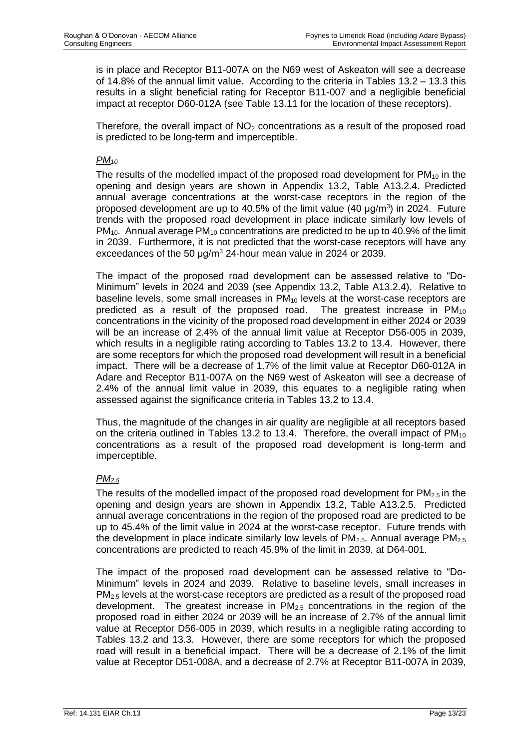is in place and Receptor B11-007A on the N69 west of Askeaton will see a decrease of 14.8% of the annual limit value. According to the criteria in Tables 13.2 – 13.3 this results in a slight beneficial rating for Receptor B11-007 and a negligible beneficial impact at receptor D60-012A (see Table 13.11 for the location of these receptors).

Therefore, the overall impact of $NO_2$ concentrations as a result of the proposed road is predicted to be long-term and imperceptible.

*$PM_{10}$*

The results of the modelled impact of the proposed road development for $PM_{10}$ in the opening and design years are shown in Appendix 13.2, Table A13.2.4. Predicted annual average concentrations at the worst-case receptors in the region of the proposed development are up to 40.5% of the limit value (40 $\mu g/m^3$) in 2024. Future trends with the proposed road development in place indicate similarly low levels of $PM_{10}$. Annual average $PM_{10}$ concentrations are predicted to be up to 40.9% of the limit in 2039. Furthermore, it is not predicted that the worst-case receptors will have any exceedances of the 50 $\mu g/m^3$ 24-hour mean value in 2024 or 2039.

The impact of the proposed road development can be assessed relative to "Do-Minimum" levels in 2024 and 2039 (see Appendix 13.2, Table A13.2.4). Relative to baseline levels, some small increases in $PM_{10}$ levels at the worst-case receptors are predicted as a result of the proposed road. The greatest increase in $PM_{10}$ concentrations in the vicinity of the proposed road development in either 2024 or 2039 will be an increase of 2.4% of the annual limit value at Receptor D56-005 in 2039, which results in a negligible rating according to Tables 13.2 to 13.4. However, there are some receptors for which the proposed road development will result in a beneficial impact. There will be a decrease of 1.7% of the limit value at Receptor D60-012A in Adare and Receptor B11-007A on the N69 west of Askeaton will see a decrease of 2.4% of the annual limit value in 2039, this equates to a negligible rating when assessed against the significance criteria in Tables 13.2 to 13.4.

Thus, the magnitude of the changes in air quality are negligible at all receptors based on the criteria outlined in Tables 13.2 to 13.4. Therefore, the overall impact of $PM_{10}$ concentrations as a result of the proposed road development is long-term and imperceptible.

*$PM_{2.5}$*

The results of the modelled impact of the proposed road development for $PM_{2.5}$ in the opening and design years are shown in Appendix 13.2, Table A13.2.5. Predicted annual average concentrations in the region of the proposed road are predicted to be up to 45.4% of the limit value in 2024 at the worst-case receptor. Future trends with the development in place indicate similarly low levels of $PM_{2.5}$. Annual average $PM_{2.5}$ concentrations are predicted to reach 45.9% of the limit in 2039, at D64-001.

The impact of the proposed road development can be assessed relative to "Do-Minimum" levels in 2024 and 2039. Relative to baseline levels, small increases in $PM_{2.5}$ levels at the worst-case receptors are predicted as a result of the proposed road development. The greatest increase in $PM_{2.5}$ concentrations in the region of the proposed road in either 2024 or 2039 will be an increase of 2.7% of the annual limit value at Receptor D56-005 in 2039, which results in a negligible rating according to Tables 13.2 and 13.3. However, there are some receptors for which the proposed road will result in a beneficial impact. There will be a decrease of 2.1% of the limit value at Receptor D51-008A, and a decrease of 2.7% at Receptor B11-007A in 2039,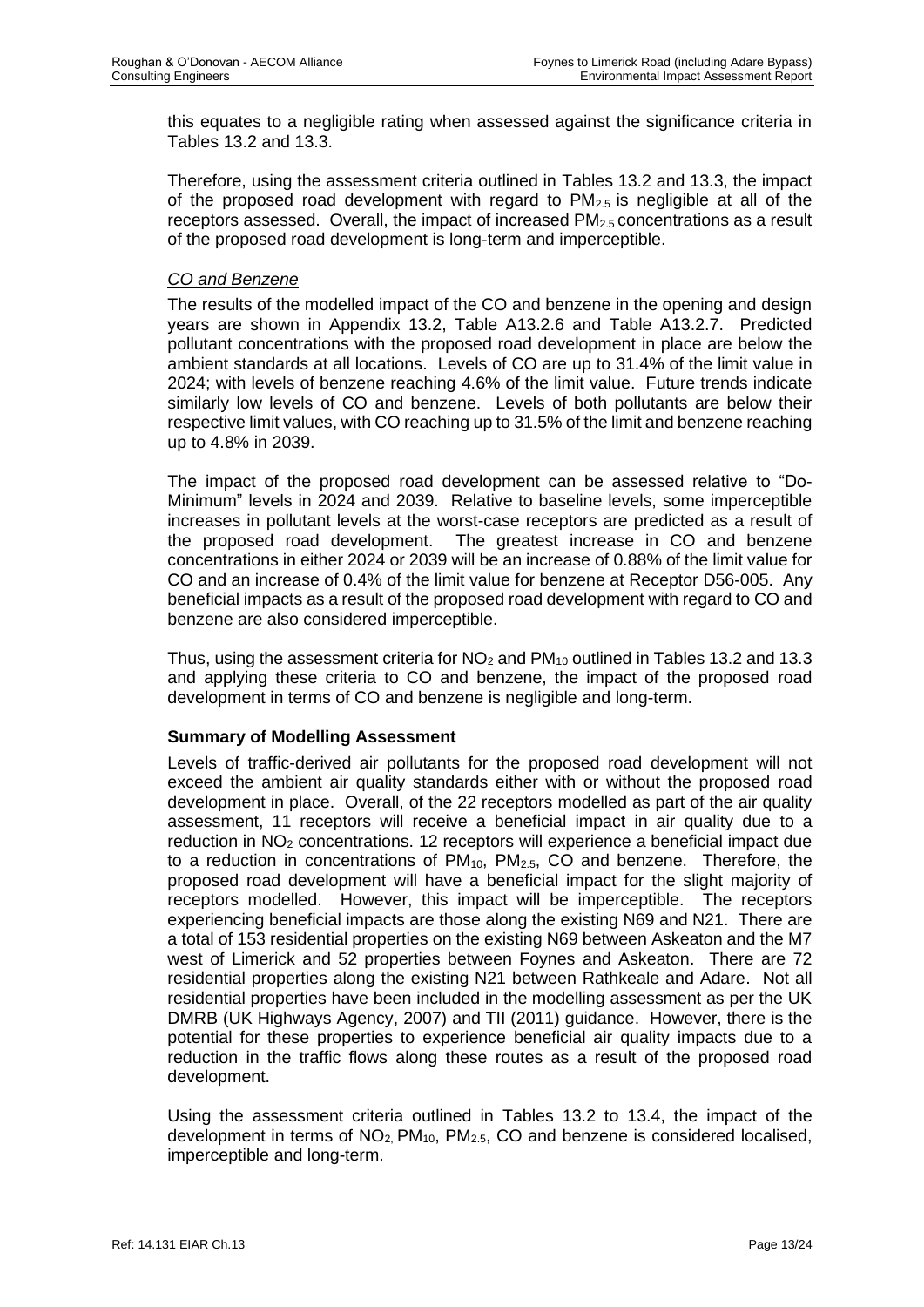this equates to a negligible rating when assessed against the significance criteria in Tables 13.2 and 13.3.

Therefore, using the assessment criteria outlined in Tables 13.2 and 13.3, the impact of the proposed road development with regard to $PM_{2.5}$ is negligible at all of the receptors assessed. Overall, the impact of increased $PM_{2.5}$ concentrations as a result of the proposed road development is long-term and imperceptible.

*CO and Benzene*

The results of the modelled impact of the CO and benzene in the opening and design years are shown in Appendix 13.2, Table A13.2.6 and Table A13.2.7. Predicted pollutant concentrations with the proposed road development in place are below the ambient standards at all locations. Levels of CO are up to 31.4% of the limit value in 2024; with levels of benzene reaching 4.6% of the limit value. Future trends indicate similarly low levels of CO and benzene. Levels of both pollutants are below their respective limit values, with CO reaching up to 31.5% of the limit and benzene reaching up to 4.8% in 2039.

The impact of the proposed road development can be assessed relative to "Do-Minimum" levels in 2024 and 2039. Relative to baseline levels, some imperceptible increases in pollutant levels at the worst-case receptors are predicted as a result of the proposed road development. The greatest increase in CO and benzene concentrations in either 2024 or 2039 will be an increase of 0.88% of the limit value for CO and an increase of 0.4% of the limit value for benzene at Receptor D56-005. Any beneficial impacts as a result of the proposed road development with regard to CO and benzene are also considered imperceptible.

Thus, using the assessment criteria for $NO_2$ and $PM_{10}$ outlined in Tables 13.2 and 13.3 and applying these criteria to CO and benzene, the impact of the proposed road development in terms of CO and benzene is negligible and long-term.

**Summary of Modelling Assessment**

Levels of traffic-derived air pollutants for the proposed road development will not exceed the ambient air quality standards either with or without the proposed road development in place. Overall, of the 22 receptors modelled as part of the air quality assessment, 11 receptors will receive a beneficial impact in air quality due to a reduction in $NO_2$ concentrations. 12 receptors will experience a beneficial impact due to a reduction in concentrations of $PM_{10}$, $PM_{2.5}$, CO and benzene. Therefore, the proposed road development will have a beneficial impact for the slight majority of receptors modelled. However, this impact will be imperceptible. The receptors experiencing beneficial impacts are those along the existing N69 and N21. There are a total of 153 residential properties on the existing N69 between Askeaton and the M7 west of Limerick and 52 properties between Foynes and Askeaton. There are 72 residential properties along the existing N21 between Rathkeale and Adare. Not all residential properties have been included in the modelling assessment as per the UK DMRB (UK Highways Agency, 2007) and TII (2011) guidance. However, there is the potential for these properties to experience beneficial air quality impacts due to a reduction in the traffic flows along these routes as a result of the proposed road development.

Using the assessment criteria outlined in Tables 13.2 to 13.4, the impact of the development in terms of $NO_2$, $PM_{10}$, $PM_{2.5}$, CO and benzene is considered localised, imperceptible and long-term.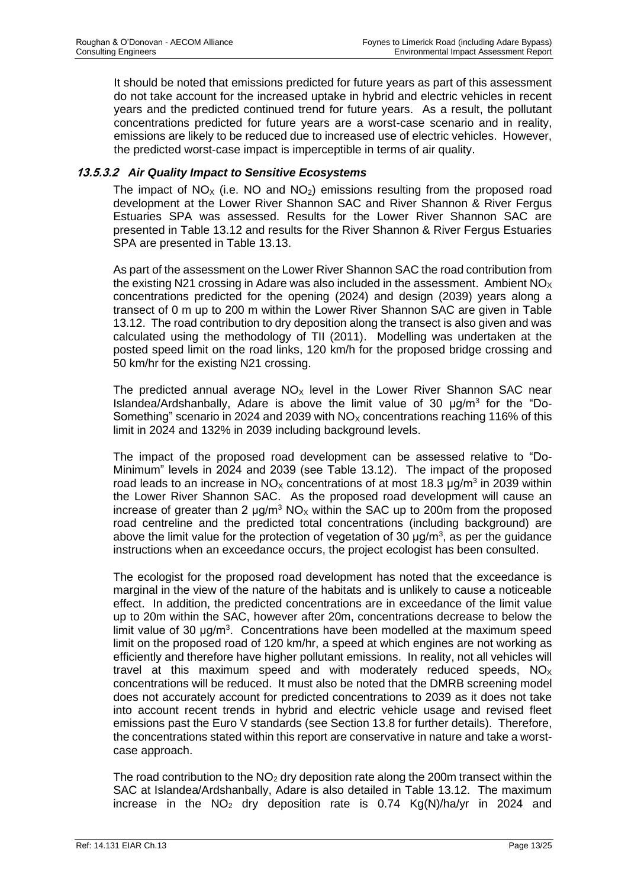It should be noted that emissions predicted for future years as part of this assessment do not take account for the increased uptake in hybrid and electric vehicles in recent years and the predicted continued trend for future years. As a result, the pollutant concentrations predicted for future years are a worst-case scenario and in reality, emissions are likely to be reduced due to increased use of electric vehicles. However, the predicted worst-case impact is imperceptible in terms of air quality.

#### *13.5.3.2 Air Quality Impact to Sensitive Ecosystems*

The impact of $NO_X$ (i.e. NO and $NO_2$) emissions resulting from the proposed road development at the Lower River Shannon SAC and River Shannon & River Fergus Estuaries SPA was assessed. Results for the Lower River Shannon SAC are presented in Table 13.12 and results for the River Shannon & River Fergus Estuaries SPA are presented in Table 13.13.

As part of the assessment on the Lower River Shannon SAC the road contribution from the existing N21 crossing in Adare was also included in the assessment. Ambient $NO_X$ concentrations predicted for the opening (2024) and design (2039) years along a transect of 0 m up to 200 m within the Lower River Shannon SAC are given in Table 13.12. The road contribution to dry deposition along the transect is also given and was calculated using the methodology of TII (2011). Modelling was undertaken at the posted speed limit on the road links, 120 km/h for the proposed bridge crossing and 50 km/hr for the existing N21 crossing.

The predicted annual average $NO_X$ level in the Lower River Shannon SAC near Islandea/Ardshanbally, Adare is above the limit value of 30 $\mu g/m^3$ for the "Do-Something" scenario in 2024 and 2039 with $NO_X$ concentrations reaching 116% of this limit in 2024 and 132% in 2039 including background levels.

The impact of the proposed road development can be assessed relative to "Do-Minimum" levels in 2024 and 2039 (see Table 13.12). The impact of the proposed road leads to an increase in $NO_X$ concentrations of at most 18.3 $\mu g/m^3$ in 2039 within the Lower River Shannon SAC. As the proposed road development will cause an increase of greater than 2 $\mu g/m^3$ $NO_X$ within the SAC up to 200m from the proposed road centreline and the predicted total concentrations (including background) are above the limit value for the protection of vegetation of 30 $\mu g/m^3$, as per the guidance instructions when an exceedance occurs, the project ecologist has been consulted.

The ecologist for the proposed road development has noted that the exceedance is marginal in the view of the nature of the habitats and is unlikely to cause a noticeable effect. In addition, the predicted concentrations are in exceedance of the limit value up to 20m within the SAC, however after 20m, concentrations decrease to below the limit value of 30 $\mu g/m^3$. Concentrations have been modelled at the maximum speed limit on the proposed road of 120 km/hr, a speed at which engines are not working as efficiently and therefore have higher pollutant emissions. In reality, not all vehicles will travel at this maximum speed and with moderately reduced speeds, $NO_X$ concentrations will be reduced. It must also be noted that the DMRB screening model does not accurately account for predicted concentrations to 2039 as it does not take into account recent trends in hybrid and electric vehicle usage and revised fleet emissions past the Euro V standards (see Section 13.8 for further details). Therefore, the concentrations stated within this report are conservative in nature and take a worst-case approach.

The road contribution to the $NO_2$ dry deposition rate along the 200m transect within the SAC at Islandea/Ardshanbally, Adare is also detailed in Table 13.12. The maximum increase in the $NO_2$ dry deposition rate is 0.74 Kg(N)/ha/yr in 2024 and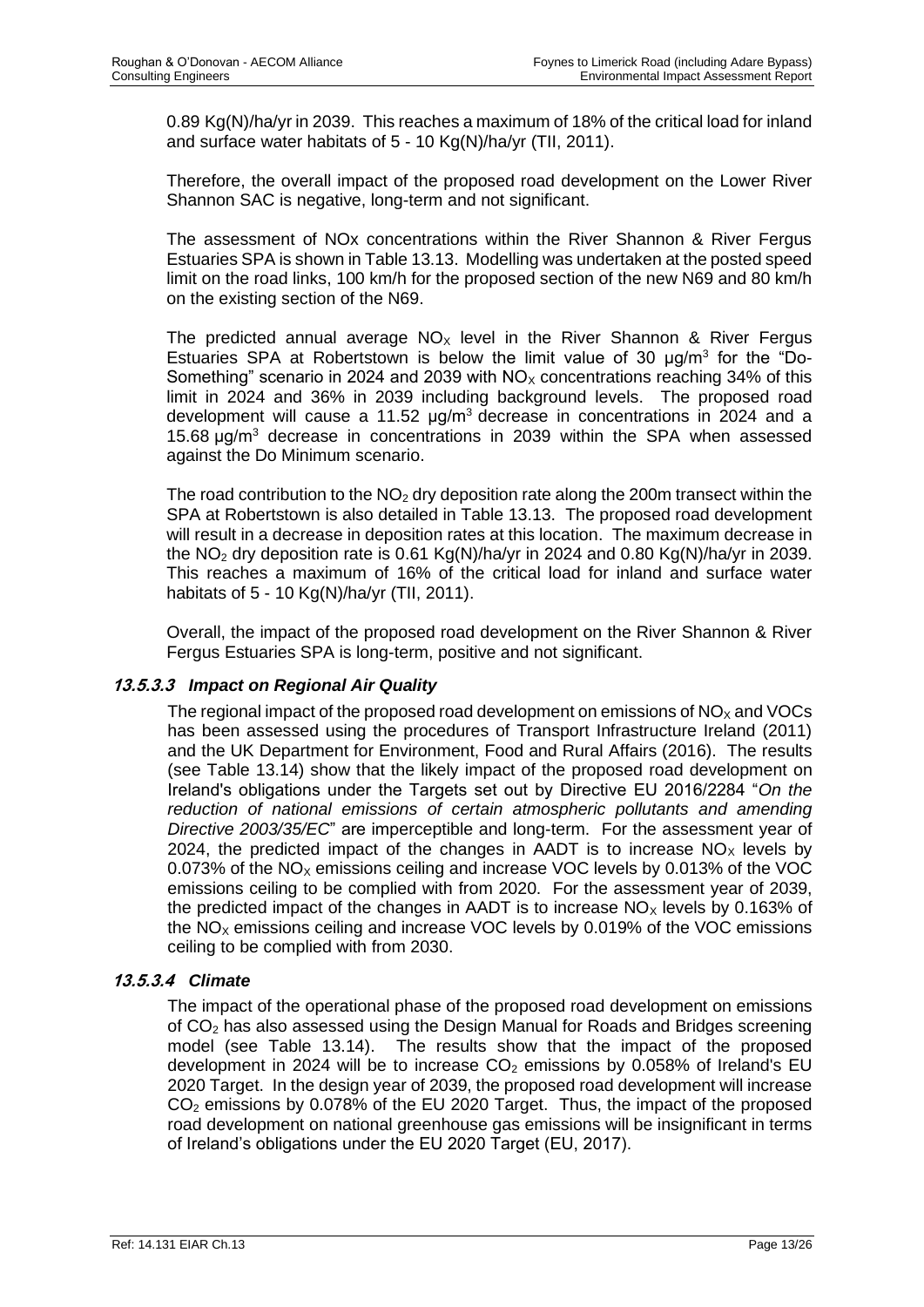0.89 Kg(N)/ha/yr in 2039. This reaches a maximum of 18% of the critical load for inland and surface water habitats of 5 - 10 Kg(N)/ha/yr (TII, 2011).

Therefore, the overall impact of the proposed road development on the Lower River Shannon SAC is negative, long-term and not significant.

The assessment of NOx concentrations within the River Shannon & River Fergus Estuaries SPA is shown in Table 13.13. Modelling was undertaken at the posted speed limit on the road links, 100 km/h for the proposed section of the new N69 and 80 km/h on the existing section of the N69.

The predicted annual average $NO_X$ level in the River Shannon & River Fergus Estuaries SPA at Robertstown is below the limit value of 30 $\mu g/m^3$ for the "Do-Something" scenario in 2024 and 2039 with $NO_X$ concentrations reaching 34% of this limit in 2024 and 36% in 2039 including background levels. The proposed road development will cause a 11.52 $\mu g/m^3$ decrease in concentrations in 2024 and a 15.68 $\mu g/m^3$ decrease in concentrations in 2039 within the SPA when assessed against the Do Minimum scenario.

The road contribution to the $NO_2$ dry deposition rate along the 200m transect within the SPA at Robertstown is also detailed in Table 13.13. The proposed road development will result in a decrease in deposition rates at this location. The maximum decrease in the $NO_2$ dry deposition rate is 0.61 Kg(N)/ha/yr in 2024 and 0.80 Kg(N)/ha/yr in 2039. This reaches a maximum of 16% of the critical load for inland and surface water habitats of 5 - 10 Kg(N)/ha/yr (TII, 2011).

Overall, the impact of the proposed road development on the River Shannon & River Fergus Estuaries SPA is long-term, positive and not significant.

#### *13.5.3.3 Impact on Regional Air Quality*

The regional impact of the proposed road development on emissions of $NO_X$ and VOCs has been assessed using the procedures of Transport Infrastructure Ireland (2011) and the UK Department for Environment, Food and Rural Affairs (2016). The results (see Table 13.14) show that the likely impact of the proposed road development on Ireland's obligations under the Targets set out by Directive EU 2016/2284 "*On the reduction of national emissions of certain atmospheric pollutants and amending Directive 2003/35/EC*" are imperceptible and long-term. For the assessment year of 2024, the predicted impact of the changes in AADT is to increase $NO_X$ levels by 0.073% of the $NO_X$ emissions ceiling and increase VOC levels by 0.013% of the VOC emissions ceiling to be complied with from 2020. For the assessment year of 2039, the predicted impact of the changes in AADT is to increase $NO_X$ levels by 0.163% of the $NO_X$ emissions ceiling and increase VOC levels by 0.019% of the VOC emissions ceiling to be complied with from 2030.

#### *13.5.3.4 Climate*

The impact of the operational phase of the proposed road development on emissions of $CO_2$ has also assessed using the Design Manual for Roads and Bridges screening model (see Table 13.14). The results show that the impact of the proposed development in 2024 will be to increase $CO_2$ emissions by 0.058% of Ireland's EU 2020 Target. In the design year of 2039, the proposed road development will increase $CO_2$ emissions by 0.078% of the EU 2020 Target. Thus, the impact of the proposed road development on national greenhouse gas emissions will be insignificant in terms of Ireland's obligations under the EU 2020 Target (EU, 2017).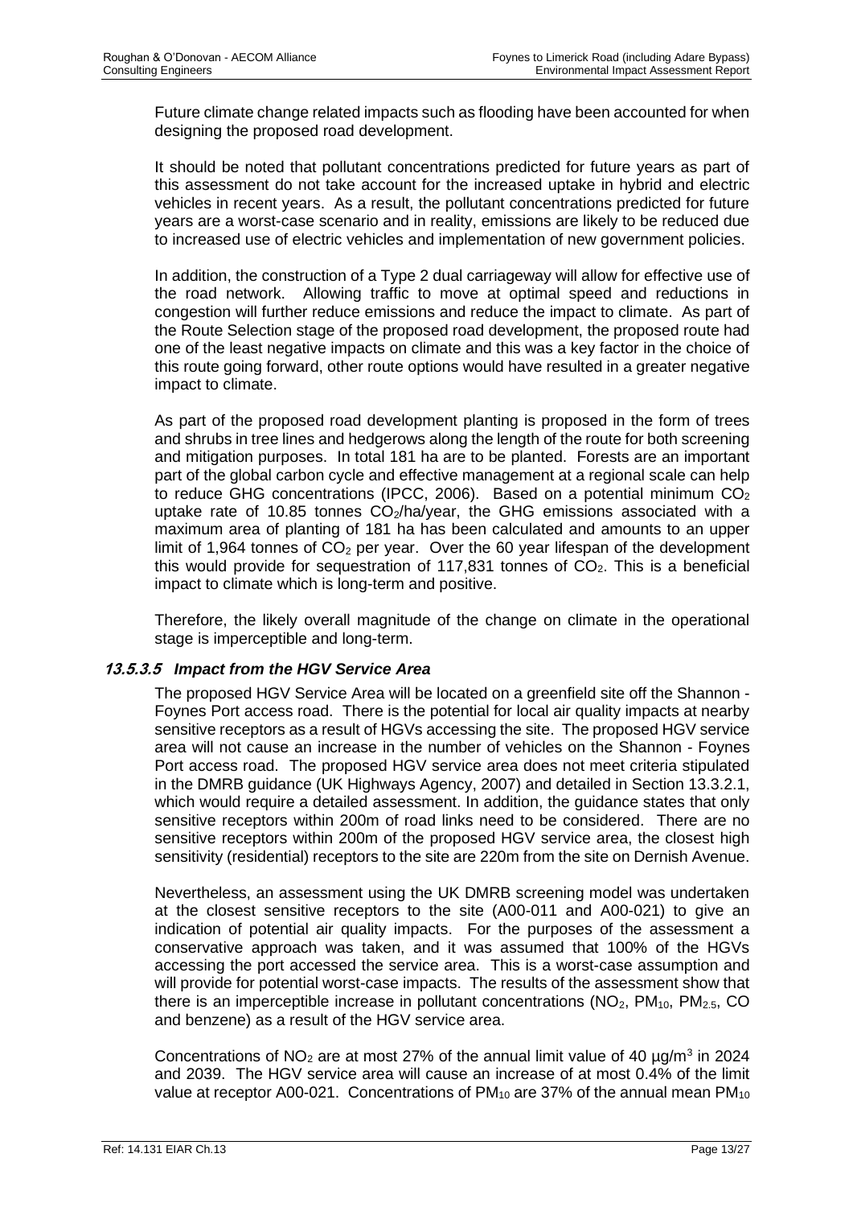Future climate change related impacts such as flooding have been accounted for when designing the proposed road development.

It should be noted that pollutant concentrations predicted for future years as part of this assessment do not take account for the increased uptake in hybrid and electric vehicles in recent years. As a result, the pollutant concentrations predicted for future years are a worst-case scenario and in reality, emissions are likely to be reduced due to increased use of electric vehicles and implementation of new government policies.

In addition, the construction of a Type 2 dual carriageway will allow for effective use of the road network. Allowing traffic to move at optimal speed and reductions in congestion will further reduce emissions and reduce the impact to climate. As part of the Route Selection stage of the proposed road development, the proposed route had one of the least negative impacts on climate and this was a key factor in the choice of this route going forward, other route options would have resulted in a greater negative impact to climate.

As part of the proposed road development planting is proposed in the form of trees and shrubs in tree lines and hedgerows along the length of the route for both screening and mitigation purposes. In total 181 ha are to be planted. Forests are an important part of the global carbon cycle and effective management at a regional scale can help to reduce GHG concentrations (IPCC, 2006). Based on a potential minimum $CO_2$ uptake rate of 10.85 tonnes $CO_2$/ha/year, the GHG emissions associated with a maximum area of planting of 181 ha has been calculated and amounts to an upper limit of 1,964 tonnes of $CO_2$ per year. Over the 60 year lifespan of the development this would provide for sequestration of 117,831 tonnes of $CO_2$. This is a beneficial impact to climate which is long-term and positive.

Therefore, the likely overall magnitude of the change on climate in the operational stage is imperceptible and long-term.

#### *13.5.3.5 Impact from the HGV Service Area*

The proposed HGV Service Area will be located on a greenfield site off the Shannon - Foynes Port access road. There is the potential for local air quality impacts at nearby sensitive receptors as a result of HGVs accessing the site. The proposed HGV service area will not cause an increase in the number of vehicles on the Shannon - Foynes Port access road. The proposed HGV service area does not meet criteria stipulated in the DMRB guidance (UK Highways Agency, 2007) and detailed in Section 13.3.2.1, which would require a detailed assessment. In addition, the guidance states that only sensitive receptors within 200m of road links need to be considered. There are no sensitive receptors within 200m of the proposed HGV service area, the closest high sensitivity (residential) receptors to the site are 220m from the site on Dernish Avenue.

Nevertheless, an assessment using the UK DMRB screening model was undertaken at the closest sensitive receptors to the site (A00-011 and A00-021) to give an indication of potential air quality impacts. For the purposes of the assessment a conservative approach was taken, and it was assumed that 100% of the HGVs accessing the port accessed the service area. This is a worst-case assumption and will provide for potential worst-case impacts. The results of the assessment show that there is an imperceptible increase in pollutant concentrations ($NO_2$, $PM_{10}$, $PM_{2.5}$, CO and benzene) as a result of the HGV service area.

Concentrations of $NO_2$ are at most 27% of the annual limit value of 40 $\mu g/m^3$ in 2024 and 2039. The HGV service area will cause an increase of at most 0.4% of the limit value at receptor A00-021. Concentrations of $PM_{10}$ are 37% of the annual mean $PM_{10}$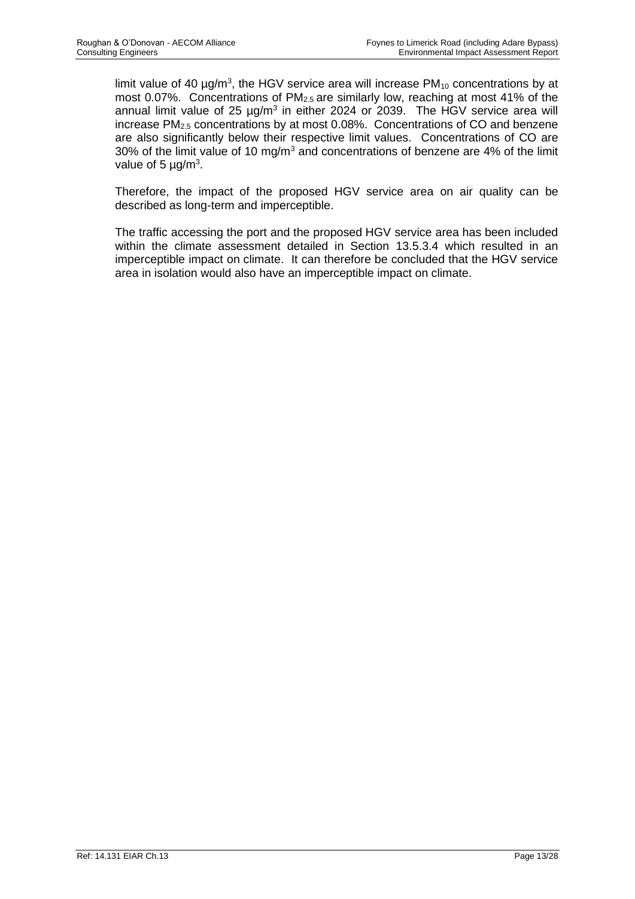limit value of 40 µg/m$^3$, the HGV service area will increase $PM_{10}$ concentrations by at most 0.07%. Concentrations of $PM_{2.5}$ are similarly low, reaching at most 41% of the annual limit value of 25 µg/m$^3$ in either 2024 or 2039. The HGV service area will increase $PM_{2.5}$ concentrations by at most 0.08%. Concentrations of CO and benzene are also significantly below their respective limit values. Concentrations of CO are 30% of the limit value of 10 mg/m$^3$ and concentrations of benzene are 4% of the limit value of 5 µg/m$^3$.

Therefore, the impact of the proposed HGV service area on air quality can be described as long-term and imperceptible.

The traffic accessing the port and the proposed HGV service area has been included within the climate assessment detailed in Section 13.5.3.4 which resulted in an imperceptible impact on climate. It can therefore be concluded that the HGV service area in isolation would also have an imperceptible impact on climate.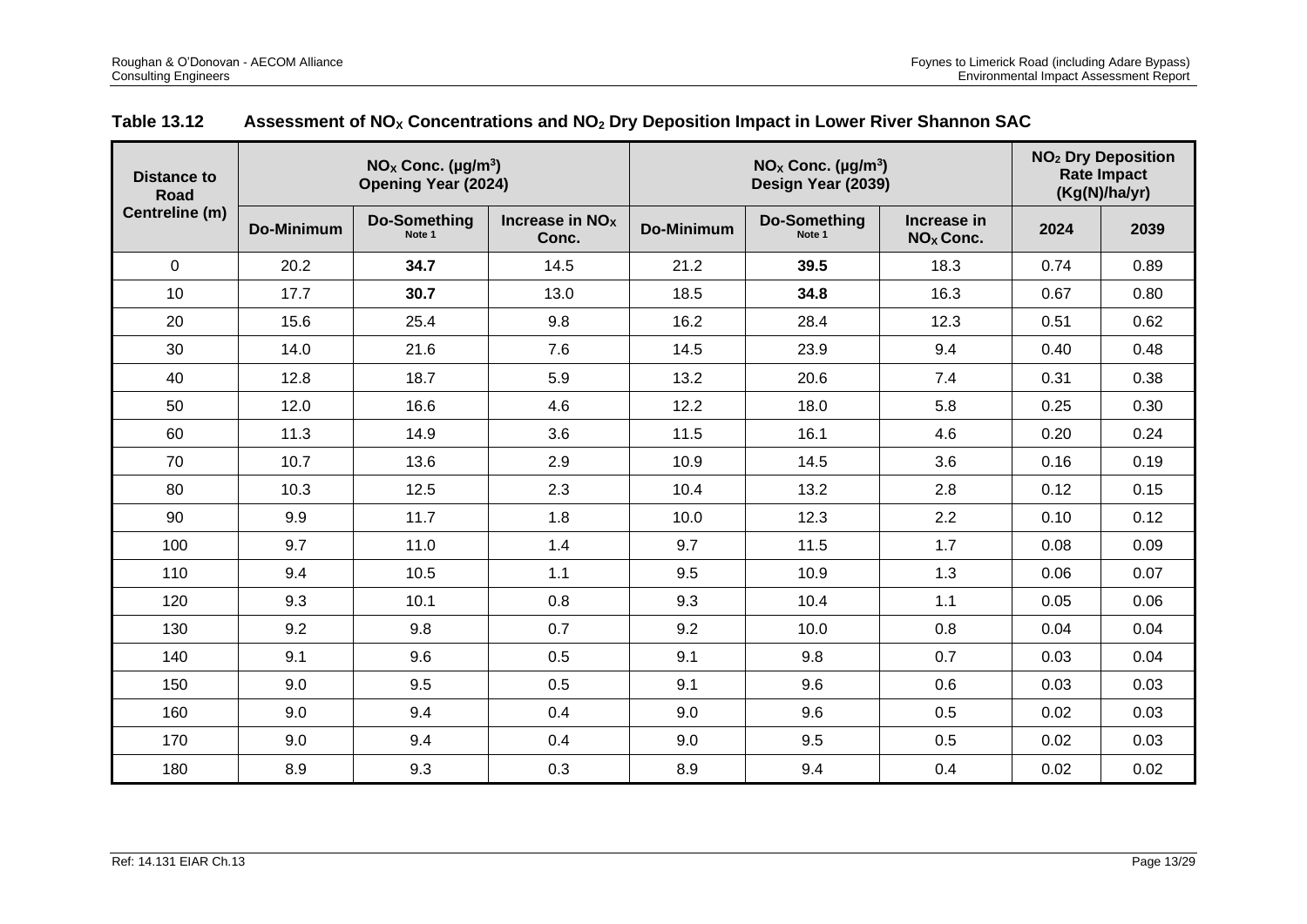**Table 13.12 Assessment of $NO_X$ Concentrations and $NO_2$ Dry Deposition Impact in Lower River Shannon SAC**

| Distance to Road Centreline (m) | $NO_X$ Conc. (µg/m$^3$) Opening Year (2024) | | | $NO_X$ Conc. (µg/m$^3$) Design Year (2039) | | | $NO_2$ Dry Deposition Rate Impact (Kg(N)/ha/yr) | |
|---|---|---|---|---|---|---|---|---|
| | Do-Minimum | Do-Something Note 1 | Increase in $NO_X$ Conc. | Do-Minimum | Do-Something Note 1 | Increase in $NO_X$ Conc. | 2024 | 2039 |
| 0 | 20.2 | **34.7** | 14.5 | 21.2 | **39.5** | 18.3 | 0.74 | 0.89 |
| 10 | 17.7 | **30.7** | 13.0 | 18.5 | **34.8** | 16.3 | 0.67 | 0.80 |
| 20 | 15.6 | 25.4 | 9.8 | 16.2 | 28.4 | 12.3 | 0.51 | 0.62 |
| 30 | 14.0 | 21.6 | 7.6 | 14.5 | 23.9 | 9.4 | 0.40 | 0.48 |
| 40 | 12.8 | 18.7 | 5.9 | 13.2 | 20.6 | 7.4 | 0.31 | 0.38 |
| 50 | 12.0 | 16.6 | 4.6 | 12.2 | 18.0 | 5.8 | 0.25 | 0.30 |
| 60 | 11.3 | 14.9 | 3.6 | 11.5 | 16.1 | 4.6 | 0.20 | 0.24 |
| 70 | 10.7 | 13.6 | 2.9 | 10.9 | 14.5 | 3.6 | 0.16 | 0.19 |
| 80 | 10.3 | 12.5 | 2.3 | 10.4 | 13.2 | 2.8 | 0.12 | 0.15 |
| 90 | 9.9 | 11.7 | 1.8 | 10.0 | 12.3 | 2.2 | 0.10 | 0.12 |
| 100 | 9.7 | 11.0 | 1.4 | 9.7 | 11.5 | 1.7 | 0.08 | 0.09 |
| 110 | 9.4 | 10.5 | 1.1 | 9.5 | 10.9 | 1.3 | 0.06 | 0.07 |
| 120 | 9.3 | 10.1 | 0.8 | 9.3 | 10.4 | 1.1 | 0.05 | 0.06 |
| 130 | 9.2 | 9.8 | 0.7 | 9.2 | 10.0 | 0.8 | 0.04 | 0.04 |
| 140 | 9.1 | 9.6 | 0.5 | 9.1 | 9.8 | 0.7 | 0.03 | 0.04 |
| 150 | 9.0 | 9.5 | 0.5 | 9.1 | 9.6 | 0.6 | 0.03 | 0.03 |
| 160 | 9.0 | 9.4 | 0.4 | 9.0 | 9.6 | 0.5 | 0.02 | 0.03 |
| 170 | 9.0 | 9.4 | 0.4 | 9.0 | 9.5 | 0.5 | 0.02 | 0.03 |
| 180 | 8.9 | 9.3 | 0.3 | 8.9 | 9.4 | 0.4 | 0.02 | 0.02 |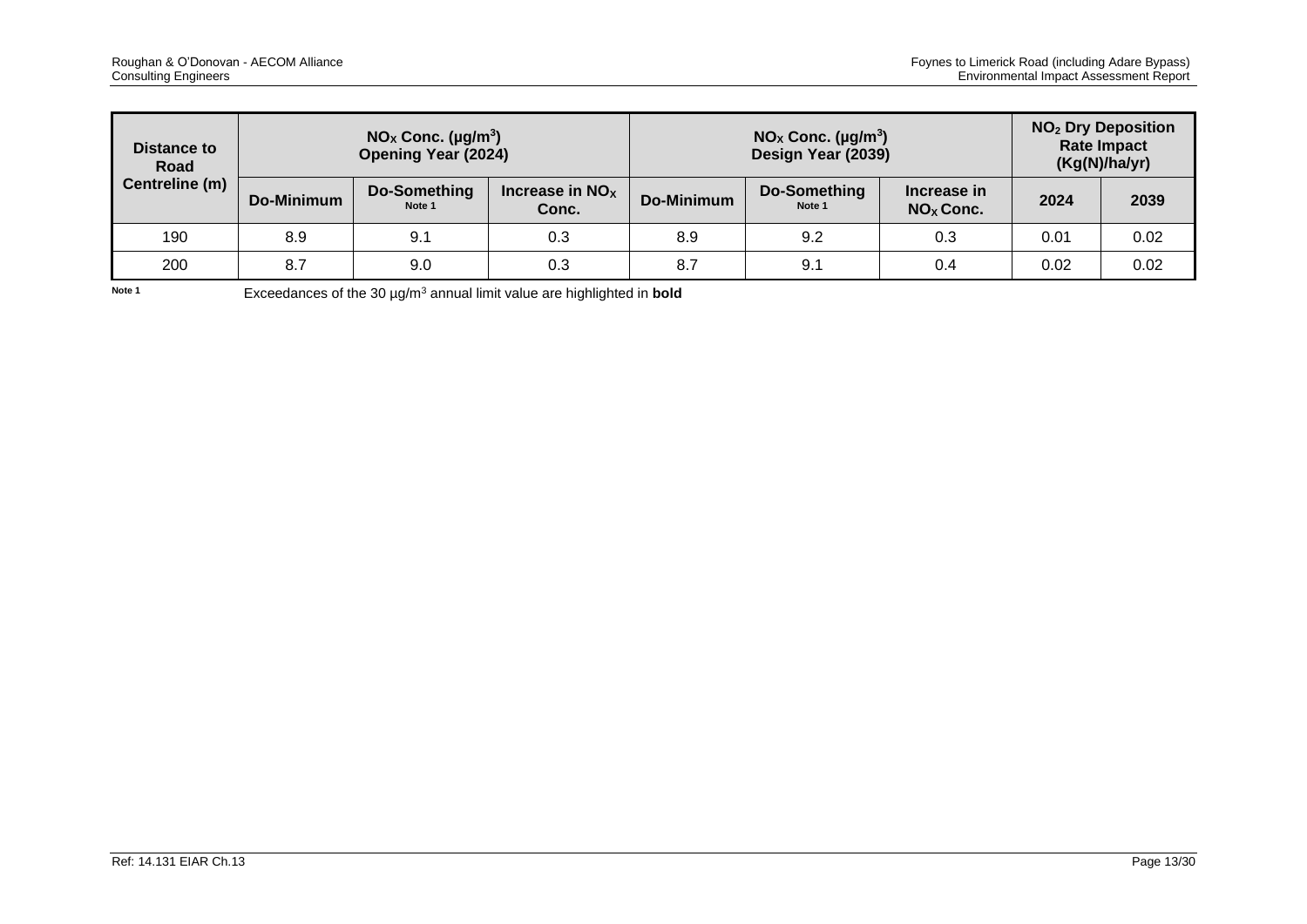| Distance to Road Centreline (m) | $NO_X$ Conc. (µg/m$^3$) Opening Year (2024) | | | $NO_X$ Conc. (µg/m$^3$) Design Year (2039) | | | $NO_2$ Dry Deposition Rate Impact (Kg(N)/ha/yr) | |
|---|---|---|---|---|---|---|---|---|
| | Do-Minimum | Do-Something Note 1 | Increase in $NO_X$ Conc. | Do-Minimum | Do-Something Note 1 | Increase in $NO_X$ Conc. | 2024 | 2039 |
| 190 | 8.9 | 9.1 | 0.3 | 8.9 | 9.2 | 0.3 | 0.01 | 0.02 |
| 200 | 8.7 | 9.0 | 0.3 | 8.7 | 9.1 | 0.4 | 0.02 | 0.02 |

Note 1 Exceedances of the 30 µg/m$^3$ annual limit value are highlighted in **bold**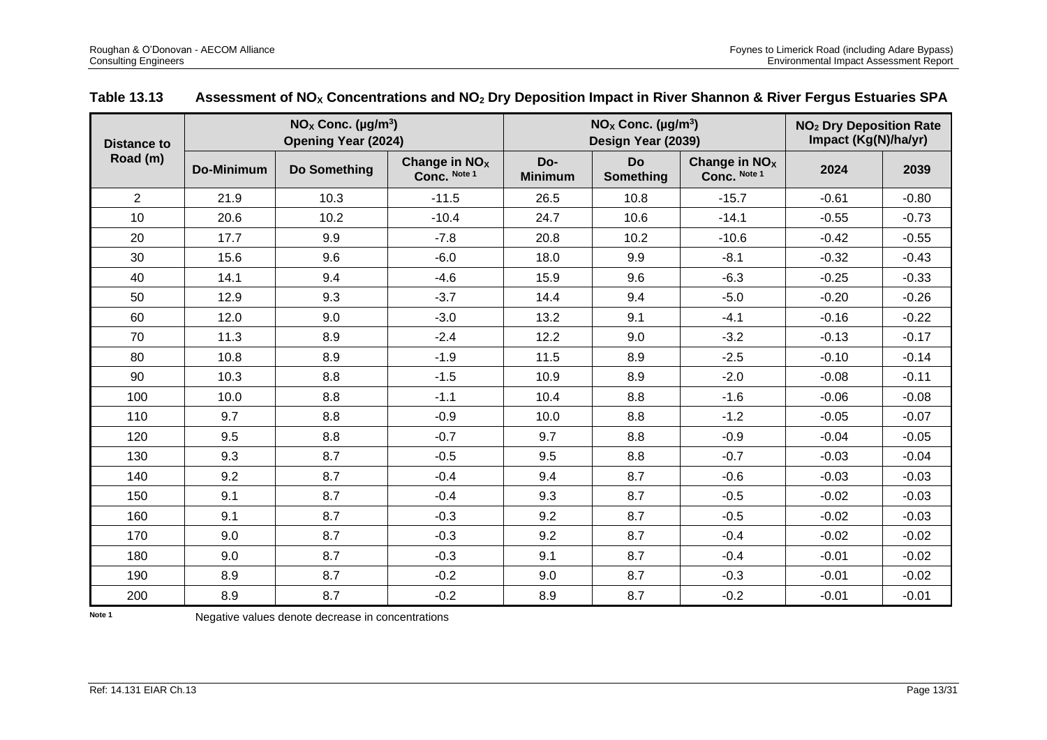**Table 13.13 Assessment of $NO_X$ Concentrations and $NO_2$ Dry Deposition Impact in River Shannon & River Fergus Estuaries SPA**

| Distance to Road (m) | $NO_X$ Conc. (µg/m$^3$) Opening Year (2024) | | | $NO_X$ Conc. (µg/m$^3$) Design Year (2039) | | | $NO_2$ Dry Deposition Rate Impact (Kg(N)/ha/yr) | |
|---|---|---|---|---|---|---|---|---|
| | Do-Minimum | Do Something | Change in $NO_X$ Conc. Note 1 | Do-Minimum | Do Something | Change in $NO_X$ Conc. Note 1 | 2024 | 2039 |
| 2 | 21.9 | 10.3 | -11.5 | 26.5 | 10.8 | -15.7 | -0.61 | -0.80 |
| 10 | 20.6 | 10.2 | -10.4 | 24.7 | 10.6 | -14.1 | -0.55 | -0.73 |
| 20 | 17.7 | 9.9 | -7.8 | 20.8 | 10.2 | -10.6 | -0.42 | -0.55 |
| 30 | 15.6 | 9.6 | -6.0 | 18.0 | 9.9 | -8.1 | -0.32 | -0.43 |
| 40 | 14.1 | 9.4 | -4.6 | 15.9 | 9.6 | -6.3 | -0.25 | -0.33 |
| 50 | 12.9 | 9.3 | -3.7 | 14.4 | 9.4 | -5.0 | -0.20 | -0.26 |
| 60 | 12.0 | 9.0 | -3.0 | 13.2 | 9.1 | -4.1 | -0.16 | -0.22 |
| 70 | 11.3 | 8.9 | -2.4 | 12.2 | 9.0 | -3.2 | -0.13 | -0.17 |
| 80 | 10.8 | 8.9 | -1.9 | 11.5 | 8.9 | -2.5 | -0.10 | -0.14 |
| 90 | 10.3 | 8.8 | -1.5 | 10.9 | 8.9 | -2.0 | -0.08 | -0.11 |
| 100 | 10.0 | 8.8 | -1.1 | 10.4 | 8.8 | -1.6 | -0.06 | -0.08 |
| 110 | 9.7 | 8.8 | -0.9 | 10.0 | 8.8 | -1.2 | -0.05 | -0.07 |
| 120 | 9.5 | 8.8 | -0.7 | 9.7 | 8.8 | -0.9 | -0.04 | -0.05 |
| 130 | 9.3 | 8.7 | -0.5 | 9.5 | 8.8 | -0.7 | -0.03 | -0.04 |
| 140 | 9.2 | 8.7 | -0.4 | 9.4 | 8.7 | -0.6 | -0.03 | -0.03 |
| 150 | 9.1 | 8.7 | -0.4 | 9.3 | 8.7 | -0.5 | -0.02 | -0.03 |
| 160 | 9.1 | 8.7 | -0.3 | 9.2 | 8.7 | -0.5 | -0.02 | -0.03 |
| 170 | 9.0 | 8.7 | -0.3 | 9.2 | 8.7 | -0.4 | -0.02 | -0.02 |
| 180 | 9.0 | 8.7 | -0.3 | 9.1 | 8.7 | -0.4 | -0.01 | -0.02 |
| 190 | 8.9 | 8.7 | -0.2 | 9.0 | 8.7 | -0.3 | -0.01 | -0.02 |
| 200 | 8.9 | 8.7 | -0.2 | 8.9 | 8.7 | -0.2 | -0.01 | -0.01 |

Note 1 Negative values denote decrease in concentrations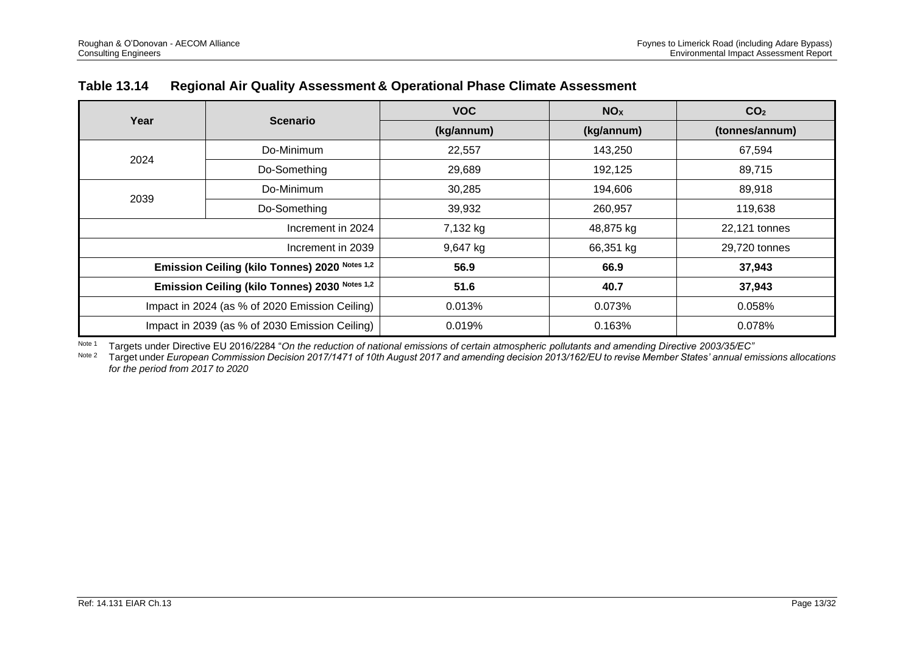## Table 13.14 Regional Air Quality Assessment & Operational Phase Climate Assessment

| Year | Scenario | VOC | $NO_X$ | $CO_2$ |
|---|---|---|---|---|
| | | (kg/annum) | (kg/annum) | (tonnes/annum) |
| 2024 | Do-Minimum | 22,557 | 143,250 | 67,594 |
| | Do-Something | 29,689 | 192,125 | 89,715 |
| 2039 | Do-Minimum | 30,285 | 194,606 | 89,918 |
| | Do-Something | 39,932 | 260,957 | 119,638 |
| Increment in 2024 | | 7,132 kg | 48,875 kg | 22,121 tonnes |
| Increment in 2039 | | 9,647 kg | 66,351 kg | 29,720 tonnes |
| **Emission Ceiling (kilo Tonnes) 2020 Notes 1,2** | | **56.9** | **66.9** | **37,943** |
| **Emission Ceiling (kilo Tonnes) 2030 Notes 1,2** | | **51.6** | **40.7** | **37,943** |
| Impact in 2024 (as % of 2020 Emission Ceiling) | | 0.013% | 0.073% | 0.058% |
| Impact in 2039 (as % of 2030 Emission Ceiling) | | 0.019% | 0.163% | 0.078% |

Note 1 Targets under Directive EU 2016/2284 "*On the reduction of national emissions of certain atmospheric pollutants and amending Directive 2003/35/EC"*

Note 2 Target under *European Commission Decision 2017/1471 of 10th August 2017 and amending decision 2013/162/EU to revise Member States' annual emissions allocations for the period from 2017 to 2020*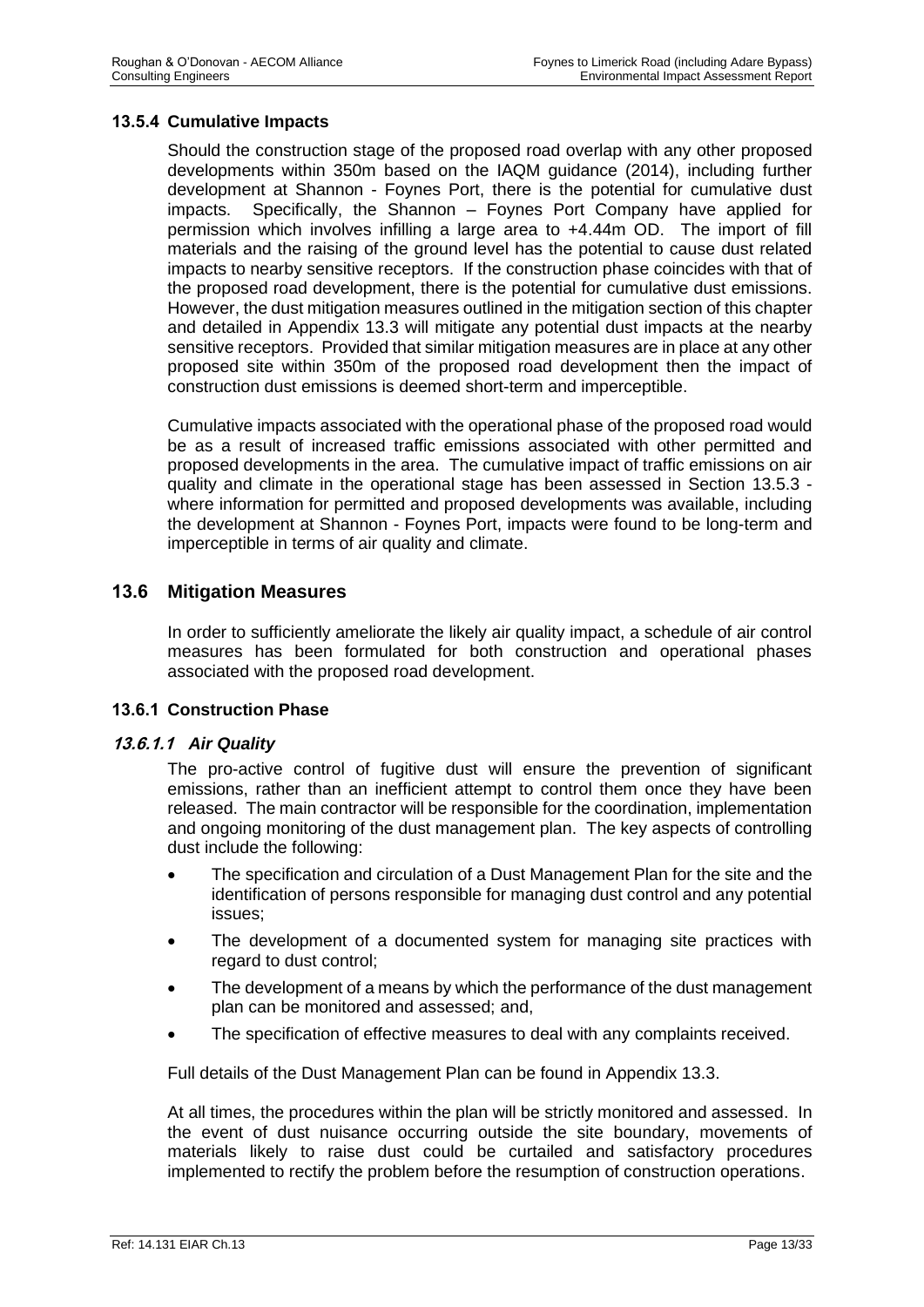### 13.5.4 Cumulative Impacts

Should the construction stage of the proposed road overlap with any other proposed developments within 350m based on the IAQM guidance (2014), including further development at Shannon - Foynes Port, there is the potential for cumulative dust impacts. Specifically, the Shannon – Foynes Port Company have applied for permission which involves infilling a large area to +4.44m OD. The import of fill materials and the raising of the ground level has the potential to cause dust related impacts to nearby sensitive receptors. If the construction phase coincides with that of the proposed road development, there is the potential for cumulative dust emissions. However, the dust mitigation measures outlined in the mitigation section of this chapter and detailed in Appendix 13.3 will mitigate any potential dust impacts at the nearby sensitive receptors. Provided that similar mitigation measures are in place at any other proposed site within 350m of the proposed road development then the impact of construction dust emissions is deemed short-term and imperceptible.

Cumulative impacts associated with the operational phase of the proposed road would be as a result of increased traffic emissions associated with other permitted and proposed developments in the area. The cumulative impact of traffic emissions on air quality and climate in the operational stage has been assessed in Section 13.5.3 - where information for permitted and proposed developments was available, including the development at Shannon - Foynes Port, impacts were found to be long-term and imperceptible in terms of air quality and climate.

## 13.6 Mitigation Measures

In order to sufficiently ameliorate the likely air quality impact, a schedule of air control measures has been formulated for both construction and operational phases associated with the proposed road development.

### 13.6.1 Construction Phase

#### *13.6.1.1 Air Quality*

The pro-active control of fugitive dust will ensure the prevention of significant emissions, rather than an inefficient attempt to control them once they have been released. The main contractor will be responsible for the coordination, implementation and ongoing monitoring of the dust management plan. The key aspects of controlling dust include the following:

- The specification and circulation of a Dust Management Plan for the site and the identification of persons responsible for managing dust control and any potential issues;
- The development of a documented system for managing site practices with regard to dust control;
- The development of a means by which the performance of the dust management plan can be monitored and assessed; and,
- The specification of effective measures to deal with any complaints received.

Full details of the Dust Management Plan can be found in Appendix 13.3.

At all times, the procedures within the plan will be strictly monitored and assessed. In the event of dust nuisance occurring outside the site boundary, movements of materials likely to raise dust could be curtailed and satisfactory procedures implemented to rectify the problem before the resumption of construction operations.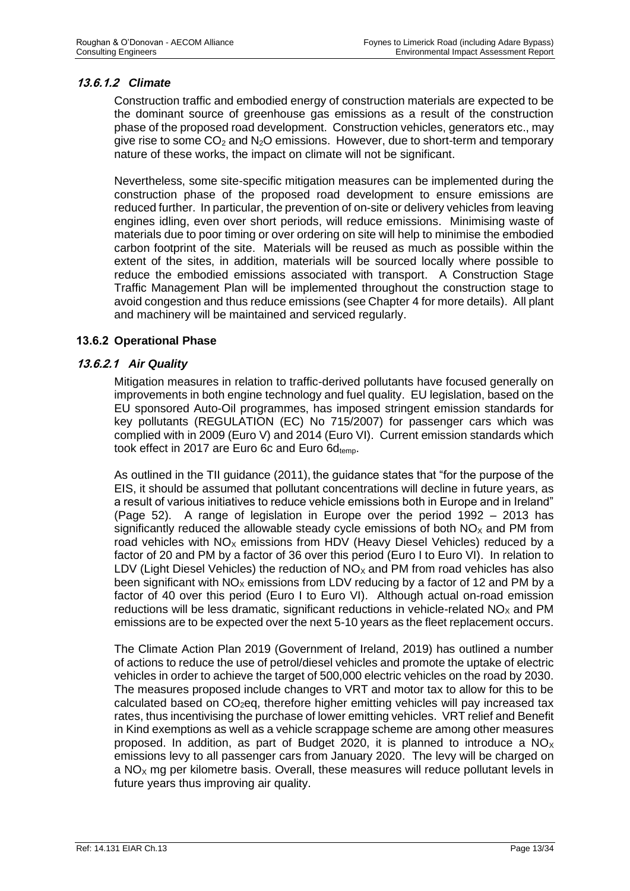#### *13.6.1.2 Climate*

Construction traffic and embodied energy of construction materials are expected to be the dominant source of greenhouse gas emissions as a result of the construction phase of the proposed road development. Construction vehicles, generators etc., may give rise to some $CO_2$ and $N_2O$ emissions. However, due to short-term and temporary nature of these works, the impact on climate will not be significant.

Nevertheless, some site-specific mitigation measures can be implemented during the construction phase of the proposed road development to ensure emissions are reduced further. In particular, the prevention of on-site or delivery vehicles from leaving engines idling, even over short periods, will reduce emissions. Minimising waste of materials due to poor timing or over ordering on site will help to minimise the embodied carbon footprint of the site. Materials will be reused as much as possible within the extent of the sites, in addition, materials will be sourced locally where possible to reduce the embodied emissions associated with transport. A Construction Stage Traffic Management Plan will be implemented throughout the construction stage to avoid congestion and thus reduce emissions (see Chapter 4 for more details). All plant and machinery will be maintained and serviced regularly.

### 13.6.2 Operational Phase

#### *13.6.2.1 Air Quality*

Mitigation measures in relation to traffic-derived pollutants have focused generally on improvements in both engine technology and fuel quality. EU legislation, based on the EU sponsored Auto-Oil programmes, has imposed stringent emission standards for key pollutants (REGULATION (EC) No 715/2007) for passenger cars which was complied with in 2009 (Euro V) and 2014 (Euro VI). Current emission standards which took effect in 2017 are Euro 6c and Euro $6d_{temp}$.

As outlined in the TII guidance (2011), the guidance states that "for the purpose of the EIS, it should be assumed that pollutant concentrations will decline in future years, as a result of various initiatives to reduce vehicle emissions both in Europe and in Ireland" (Page 52). A range of legislation in Europe over the period 1992 – 2013 has significantly reduced the allowable steady cycle emissions of both $NO_X$ and PM from road vehicles with $NO_X$ emissions from HDV (Heavy Diesel Vehicles) reduced by a factor of 20 and PM by a factor of 36 over this period (Euro I to Euro VI). In relation to LDV (Light Diesel Vehicles) the reduction of $NO_X$ and PM from road vehicles has also been significant with $NO_X$ emissions from LDV reducing by a factor of 12 and PM by a factor of 40 over this period (Euro I to Euro VI). Although actual on-road emission reductions will be less dramatic, significant reductions in vehicle-related $NO_X$ and PM emissions are to be expected over the next 5-10 years as the fleet replacement occurs.

The Climate Action Plan 2019 (Government of Ireland, 2019) has outlined a number of actions to reduce the use of petrol/diesel vehicles and promote the uptake of electric vehicles in order to achieve the target of 500,000 electric vehicles on the road by 2030. The measures proposed include changes to VRT and motor tax to allow for this to be calculated based on $CO_2$eq, therefore higher emitting vehicles will pay increased tax rates, thus incentivising the purchase of lower emitting vehicles. VRT relief and Benefit in Kind exemptions as well as a vehicle scrappage scheme are among other measures proposed. In addition, as part of Budget 2020, it is planned to introduce a $NO_X$ emissions levy to all passenger cars from January 2020. The levy will be charged on a $NO_X$ mg per kilometre basis. Overall, these measures will reduce pollutant levels in future years thus improving air quality.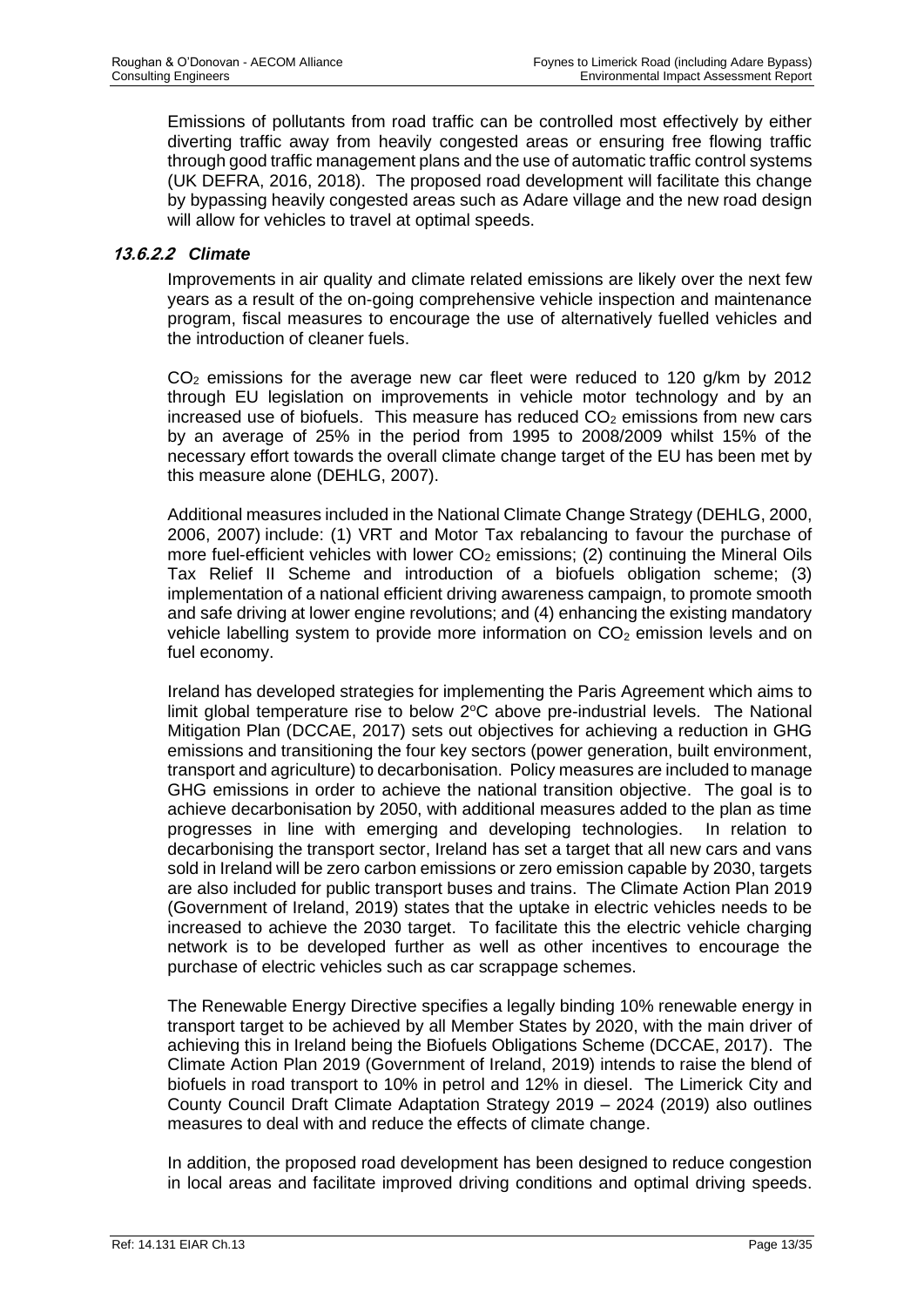Emissions of pollutants from road traffic can be controlled most effectively by either diverting traffic away from heavily congested areas or ensuring free flowing traffic through good traffic management plans and the use of automatic traffic control systems (UK DEFRA, 2016, 2018). The proposed road development will facilitate this change by bypassing heavily congested areas such as Adare village and the new road design will allow for vehicles to travel at optimal speeds.

#### *13.6.2.2 Climate*

Improvements in air quality and climate related emissions are likely over the next few years as a result of the on-going comprehensive vehicle inspection and maintenance program, fiscal measures to encourage the use of alternatively fuelled vehicles and the introduction of cleaner fuels.

$CO_2$ emissions for the average new car fleet were reduced to 120 g/km by 2012 through EU legislation on improvements in vehicle motor technology and by an increased use of biofuels. This measure has reduced $CO_2$ emissions from new cars by an average of 25% in the period from 1995 to 2008/2009 whilst 15% of the necessary effort towards the overall climate change target of the EU has been met by this measure alone (DEHLG, 2007).

Additional measures included in the National Climate Change Strategy (DEHLG, 2000, 2006, 2007) include: (1) VRT and Motor Tax rebalancing to favour the purchase of more fuel-efficient vehicles with lower $CO_2$ emissions; (2) continuing the Mineral Oils Tax Relief II Scheme and introduction of a biofuels obligation scheme; (3) implementation of a national efficient driving awareness campaign, to promote smooth and safe driving at lower engine revolutions; and (4) enhancing the existing mandatory vehicle labelling system to provide more information on $CO_2$ emission levels and on fuel economy.

Ireland has developed strategies for implementing the Paris Agreement which aims to limit global temperature rise to below 2$^{o}$C above pre-industrial levels. The National Mitigation Plan (DCCAE, 2017) sets out objectives for achieving a reduction in GHG emissions and transitioning the four key sectors (power generation, built environment, transport and agriculture) to decarbonisation. Policy measures are included to manage GHG emissions in order to achieve the national transition objective. The goal is to achieve decarbonisation by 2050, with additional measures added to the plan as time progresses in line with emerging and developing technologies. In relation to decarbonising the transport sector, Ireland has set a target that all new cars and vans sold in Ireland will be zero carbon emissions or zero emission capable by 2030, targets are also included for public transport buses and trains. The Climate Action Plan 2019 (Government of Ireland, 2019) states that the uptake in electric vehicles needs to be increased to achieve the 2030 target. To facilitate this the electric vehicle charging network is to be developed further as well as other incentives to encourage the purchase of electric vehicles such as car scrappage schemes.

The Renewable Energy Directive specifies a legally binding 10% renewable energy in transport target to be achieved by all Member States by 2020, with the main driver of achieving this in Ireland being the Biofuels Obligations Scheme (DCCAE, 2017). The Climate Action Plan 2019 (Government of Ireland, 2019) intends to raise the blend of biofuels in road transport to 10% in petrol and 12% in diesel. The Limerick City and County Council Draft Climate Adaptation Strategy 2019 – 2024 (2019) also outlines measures to deal with and reduce the effects of climate change.

In addition, the proposed road development has been designed to reduce congestion in local areas and facilitate improved driving conditions and optimal driving speeds.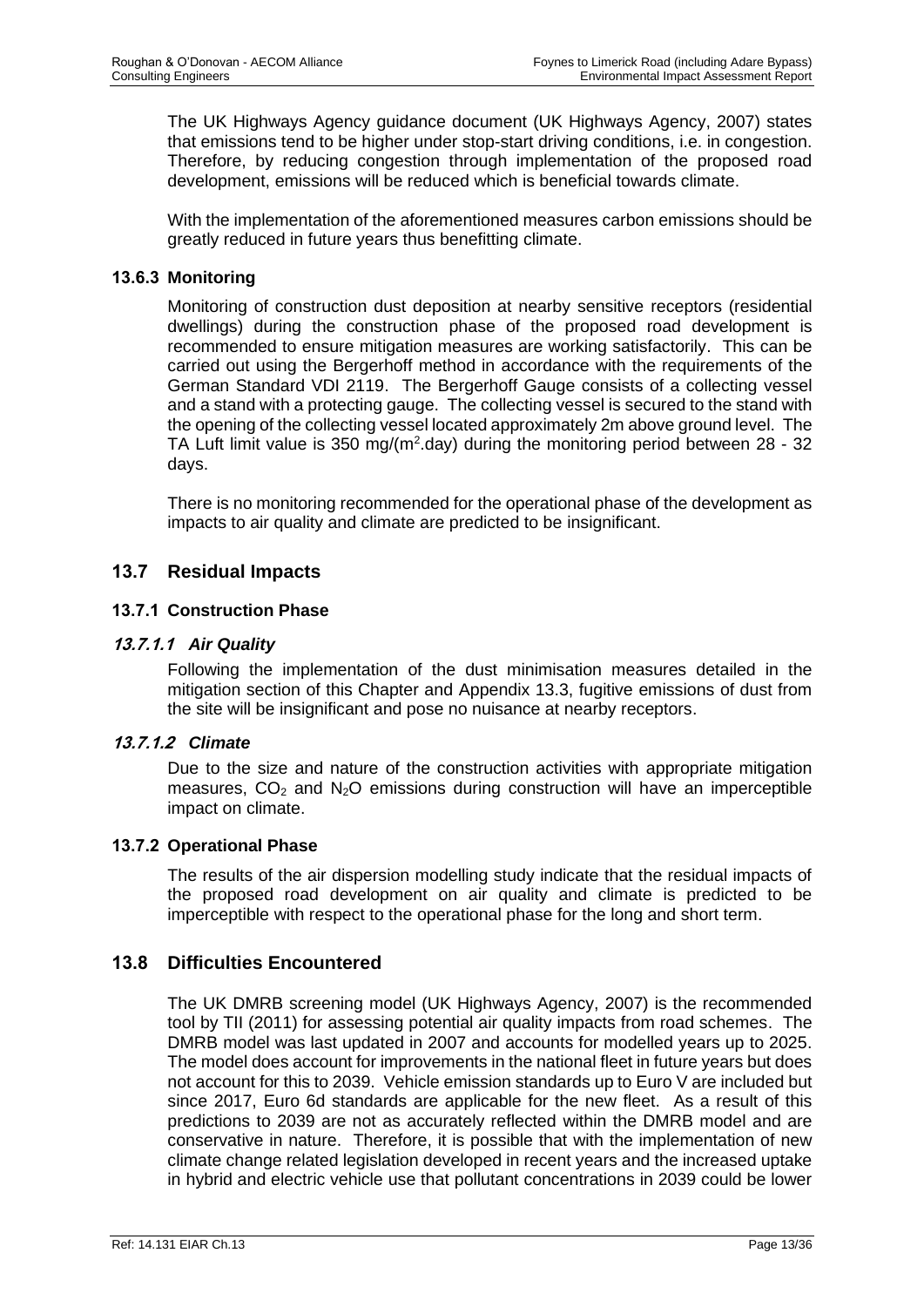The UK Highways Agency guidance document (UK Highways Agency, 2007) states that emissions tend to be higher under stop-start driving conditions, i.e. in congestion. Therefore, by reducing congestion through implementation of the proposed road development, emissions will be reduced which is beneficial towards climate.

With the implementation of the aforementioned measures carbon emissions should be greatly reduced in future years thus benefitting climate.

### 13.6.3 Monitoring

Monitoring of construction dust deposition at nearby sensitive receptors (residential dwellings) during the construction phase of the proposed road development is recommended to ensure mitigation measures are working satisfactorily. This can be carried out using the Bergerhoff method in accordance with the requirements of the German Standard VDI 2119. The Bergerhoff Gauge consists of a collecting vessel and a stand with a protecting gauge. The collecting vessel is secured to the stand with the opening of the collecting vessel located approximately 2m above ground level. The TA Luft limit value is 350 mg/($m^2$.day) during the monitoring period between 28 - 32 days.

There is no monitoring recommended for the operational phase of the development as impacts to air quality and climate are predicted to be insignificant.

## 13.7 Residual Impacts

### 13.7.1 Construction Phase

#### *13.7.1.1 Air Quality*

Following the implementation of the dust minimisation measures detailed in the mitigation section of this Chapter and Appendix 13.3, fugitive emissions of dust from the site will be insignificant and pose no nuisance at nearby receptors.

#### *13.7.1.2 Climate*

Due to the size and nature of the construction activities with appropriate mitigation measures, $CO_2$ and $N_2O$ emissions during construction will have an imperceptible impact on climate.

### 13.7.2 Operational Phase

The results of the air dispersion modelling study indicate that the residual impacts of the proposed road development on air quality and climate is predicted to be imperceptible with respect to the operational phase for the long and short term.

## 13.8 Difficulties Encountered

The UK DMRB screening model (UK Highways Agency, 2007) is the recommended tool by TII (2011) for assessing potential air quality impacts from road schemes. The DMRB model was last updated in 2007 and accounts for modelled years up to 2025. The model does account for improvements in the national fleet in future years but does not account for this to 2039. Vehicle emission standards up to Euro V are included but since 2017, Euro 6d standards are applicable for the new fleet. As a result of this predictions to 2039 are not as accurately reflected within the DMRB model and are conservative in nature. Therefore, it is possible that with the implementation of new climate change related legislation developed in recent years and the increased uptake in hybrid and electric vehicle use that pollutant concentrations in 2039 could be lower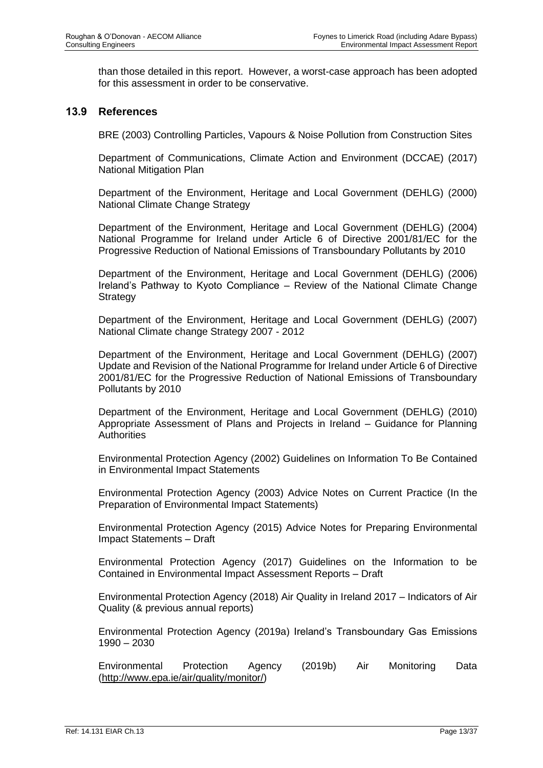than those detailed in this report. However, a worst-case approach has been adopted for this assessment in order to be conservative.

## 13.9 References

BRE (2003) Controlling Particles, Vapours & Noise Pollution from Construction Sites

Department of Communications, Climate Action and Environment (DCCAE) (2017) National Mitigation Plan

Department of the Environment, Heritage and Local Government (DEHLG) (2000) National Climate Change Strategy

Department of the Environment, Heritage and Local Government (DEHLG) (2004) National Programme for Ireland under Article 6 of Directive 2001/81/EC for the Progressive Reduction of National Emissions of Transboundary Pollutants by 2010

Department of the Environment, Heritage and Local Government (DEHLG) (2006) Ireland's Pathway to Kyoto Compliance – Review of the National Climate Change Strategy

Department of the Environment, Heritage and Local Government (DEHLG) (2007) National Climate change Strategy 2007 - 2012

Department of the Environment, Heritage and Local Government (DEHLG) (2007) Update and Revision of the National Programme for Ireland under Article 6 of Directive 2001/81/EC for the Progressive Reduction of National Emissions of Transboundary Pollutants by 2010

Department of the Environment, Heritage and Local Government (DEHLG) (2010) Appropriate Assessment of Plans and Projects in Ireland – Guidance for Planning Authorities

Environmental Protection Agency (2002) Guidelines on Information To Be Contained in Environmental Impact Statements

Environmental Protection Agency (2003) Advice Notes on Current Practice (In the Preparation of Environmental Impact Statements)

Environmental Protection Agency (2015) Advice Notes for Preparing Environmental Impact Statements – Draft

Environmental Protection Agency (2017) Guidelines on the Information to be Contained in Environmental Impact Assessment Reports – Draft

Environmental Protection Agency (2018) Air Quality in Ireland 2017 – Indicators of Air Quality (& previous annual reports)

Environmental Protection Agency (2019a) Ireland's Transboundary Gas Emissions 1990 – 2030

Environmental Protection Agency (2019b) Air Monitoring Data (http://www.epa.ie/air/quality/monitor/)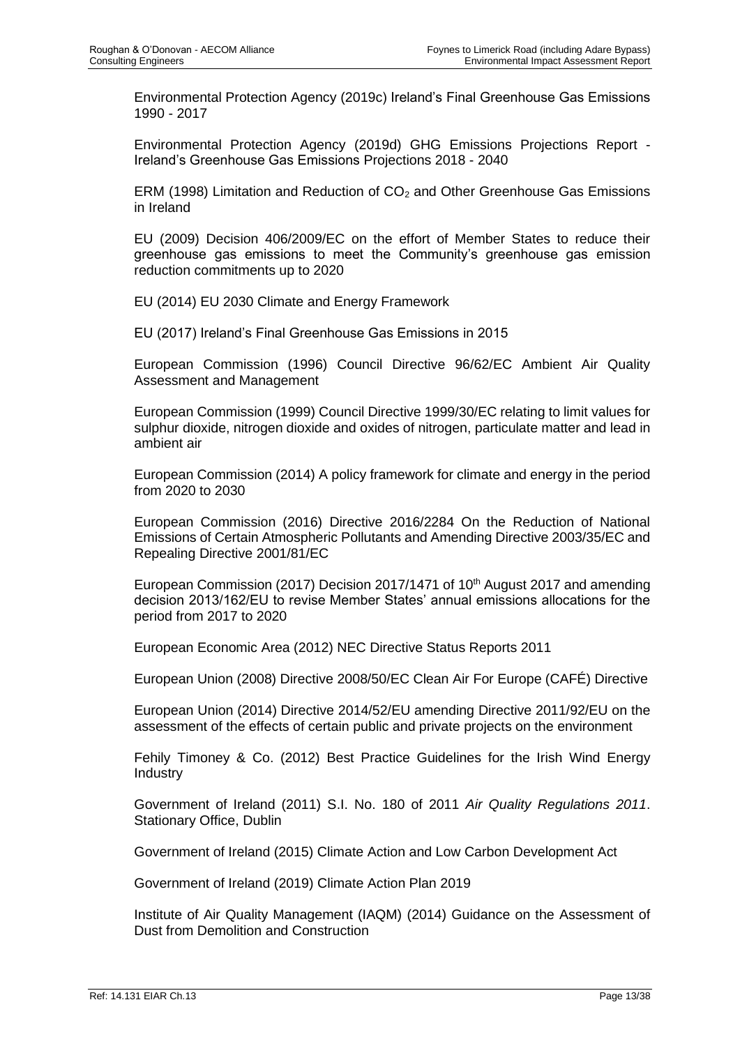Environmental Protection Agency (2019c) Ireland's Final Greenhouse Gas Emissions 1990 - 2017

Environmental Protection Agency (2019d) GHG Emissions Projections Report - Ireland's Greenhouse Gas Emissions Projections 2018 - 2040

ERM (1998) Limitation and Reduction of $CO_2$ and Other Greenhouse Gas Emissions in Ireland

EU (2009) Decision 406/2009/EC on the effort of Member States to reduce their greenhouse gas emissions to meet the Community's greenhouse gas emission reduction commitments up to 2020

EU (2014) EU 2030 Climate and Energy Framework

EU (2017) Ireland's Final Greenhouse Gas Emissions in 2015

European Commission (1996) Council Directive 96/62/EC Ambient Air Quality Assessment and Management

European Commission (1999) Council Directive 1999/30/EC relating to limit values for sulphur dioxide, nitrogen dioxide and oxides of nitrogen, particulate matter and lead in ambient air

European Commission (2014) A policy framework for climate and energy in the period from 2020 to 2030

European Commission (2016) Directive 2016/2284 On the Reduction of National Emissions of Certain Atmospheric Pollutants and Amending Directive 2003/35/EC and Repealing Directive 2001/81/EC

European Commission (2017) Decision 2017/1471 of 10th August 2017 and amending decision 2013/162/EU to revise Member States' annual emissions allocations for the period from 2017 to 2020

European Economic Area (2012) NEC Directive Status Reports 2011

European Union (2008) Directive 2008/50/EC Clean Air For Europe (CAFÉ) Directive

European Union (2014) Directive 2014/52/EU amending Directive 2011/92/EU on the assessment of the effects of certain public and private projects on the environment

Fehily Timoney & Co. (2012) Best Practice Guidelines for the Irish Wind Energy Industry

Government of Ireland (2011) S.I. No. 180 of 2011 *Air Quality Regulations 2011*. Stationary Office, Dublin

Government of Ireland (2015) Climate Action and Low Carbon Development Act

Government of Ireland (2019) Climate Action Plan 2019

Institute of Air Quality Management (IAQM) (2014) Guidance on the Assessment of Dust from Demolition and Construction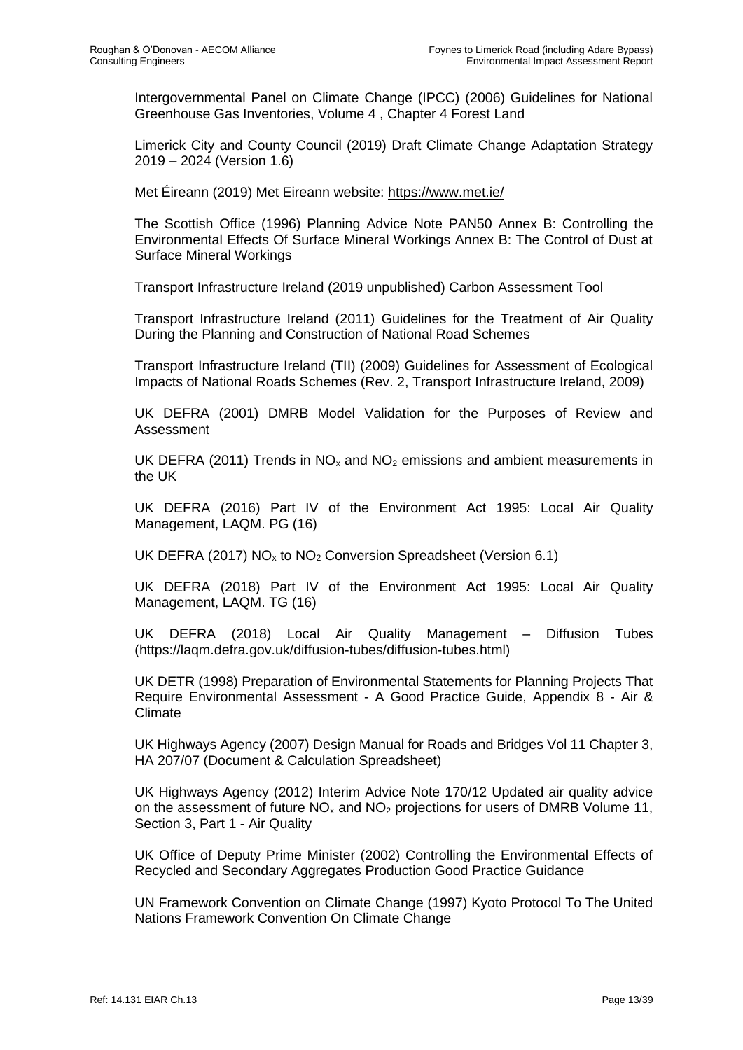Intergovernmental Panel on Climate Change (IPCC) (2006) Guidelines for National Greenhouse Gas Inventories, Volume 4 , Chapter 4 Forest Land

Limerick City and County Council (2019) Draft Climate Change Adaptation Strategy 2019 – 2024 (Version 1.6)

Met Éireann (2019) Met Eireann website: https://www.met.ie/

The Scottish Office (1996) Planning Advice Note PAN50 Annex B: Controlling the Environmental Effects Of Surface Mineral Workings Annex B: The Control of Dust at Surface Mineral Workings

Transport Infrastructure Ireland (2019 unpublished) Carbon Assessment Tool

Transport Infrastructure Ireland (2011) Guidelines for the Treatment of Air Quality During the Planning and Construction of National Road Schemes

Transport Infrastructure Ireland (TII) (2009) Guidelines for Assessment of Ecological Impacts of National Roads Schemes (Rev. 2, Transport Infrastructure Ireland, 2009)

UK DEFRA (2001) DMRB Model Validation for the Purposes of Review and Assessment

UK DEFRA (2011) Trends in $NO_x$ and $NO_2$ emissions and ambient measurements in the UK

UK DEFRA (2016) Part IV of the Environment Act 1995: Local Air Quality Management, LAQM. PG (16)

UK DEFRA (2017) $NO_x$ to $NO_2$ Conversion Spreadsheet (Version 6.1)

UK DEFRA (2018) Part IV of the Environment Act 1995: Local Air Quality Management, LAQM. TG (16)

UK DEFRA (2018) Local Air Quality Management – Diffusion Tubes (https://laqm.defra.gov.uk/diffusion-tubes/diffusion-tubes.html)

UK DETR (1998) Preparation of Environmental Statements for Planning Projects That Require Environmental Assessment - A Good Practice Guide, Appendix 8 - Air & Climate

UK Highways Agency (2007) Design Manual for Roads and Bridges Vol 11 Chapter 3, HA 207/07 (Document & Calculation Spreadsheet)

UK Highways Agency (2012) Interim Advice Note 170/12 Updated air quality advice on the assessment of future $NO_x$ and $NO_2$ projections for users of DMRB Volume 11, Section 3, Part 1 - Air Quality

UK Office of Deputy Prime Minister (2002) Controlling the Environmental Effects of Recycled and Secondary Aggregates Production Good Practice Guidance

UN Framework Convention on Climate Change (1997) Kyoto Protocol To The United Nations Framework Convention On Climate Change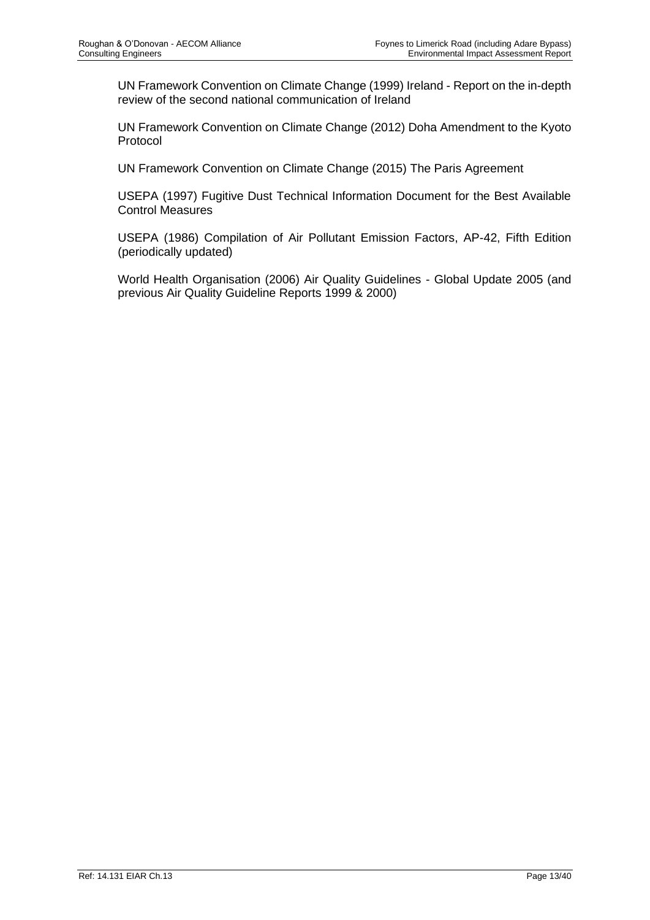UN Framework Convention on Climate Change (1999) Ireland - Report on the in-depth review of the second national communication of Ireland

UN Framework Convention on Climate Change (2012) Doha Amendment to the Kyoto Protocol

UN Framework Convention on Climate Change (2015) The Paris Agreement

USEPA (1997) Fugitive Dust Technical Information Document for the Best Available Control Measures

USEPA (1986) Compilation of Air Pollutant Emission Factors, AP-42, Fifth Edition (periodically updated)

World Health Organisation (2006) Air Quality Guidelines - Global Update 2005 (and previous Air Quality Guideline Reports 1999 & 2000)